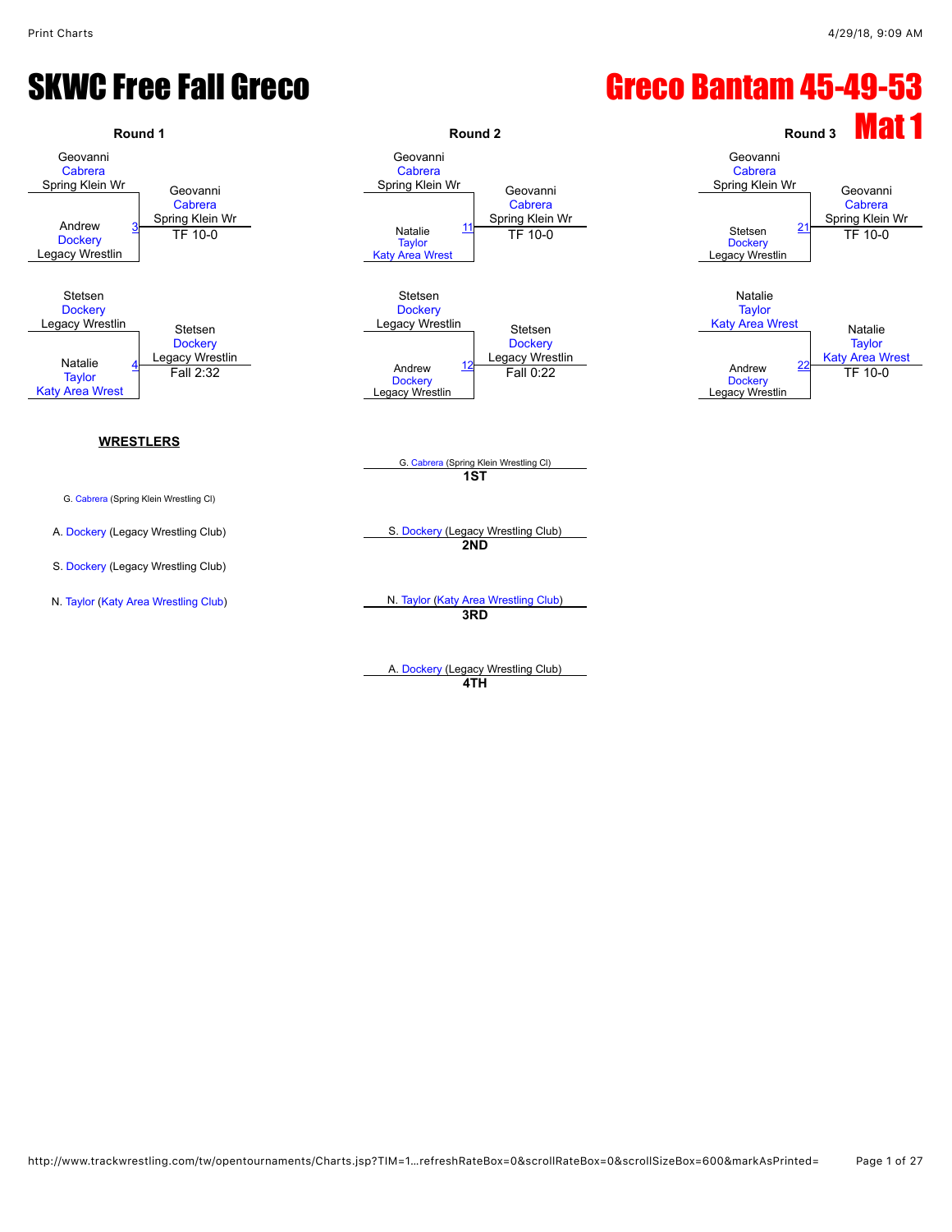# SKWC Free Fall Greco

# Greco Bantam 45-49-53

## Mat 1

### Round 1

Match 3: Geovanni Cabrera (Spring Klein Wr) vs Andrew Dockery (Legacy Wrestlin)
Winner: Geovanni Cabrera (Spring Klein Wr) — TF 10-0

Match 4: Stetsen Dockery (Legacy Wrestlin) vs Natalie Taylor (Katy Area Wrest)
Winner: Stetsen Dockery (Legacy Wrestlin) — Fall 2:32

### Round 2

Match 11: Geovanni Cabrera (Spring Klein Wr) vs Natalie Taylor (Katy Area Wrest)
Winner: Geovanni Cabrera (Spring Klein Wr) — TF 10-0

Match 12: Stetsen Dockery (Legacy Wrestlin) vs Andrew Dockery (Legacy Wrestlin)
Winner: Stetsen Dockery (Legacy Wrestlin) — Fall 0:22

### Round 3

Match 21: Geovanni Cabrera (Spring Klein Wr) vs Stetsen Dockery (Legacy Wrestlin)
Winner: Geovanni Cabrera (Spring Klein Wr) — TF 10-0

Match 22: Natalie Taylor (Katy Area Wrest) vs Andrew Dockery (Legacy Wrestlin)
Winner: Natalie Taylor (Katy Area Wrest) — TF 10-0

**WRESTLERS**

- G. Cabrera (Spring Klein Wrestling Cl)
- A. Dockery (Legacy Wrestling Club)
- S. Dockery (Legacy Wrestling Club)
- N. Taylor (Katy Area Wrestling Club)

**Placements**

- **1ST**: G. Cabrera (Spring Klein Wrestling Cl)
- **2ND**: S. Dockery (Legacy Wrestling Club)
- **3RD**: N. Taylor (Katy Area Wrestling Club)
- **4TH**: A. Dockery (Legacy Wrestling Club)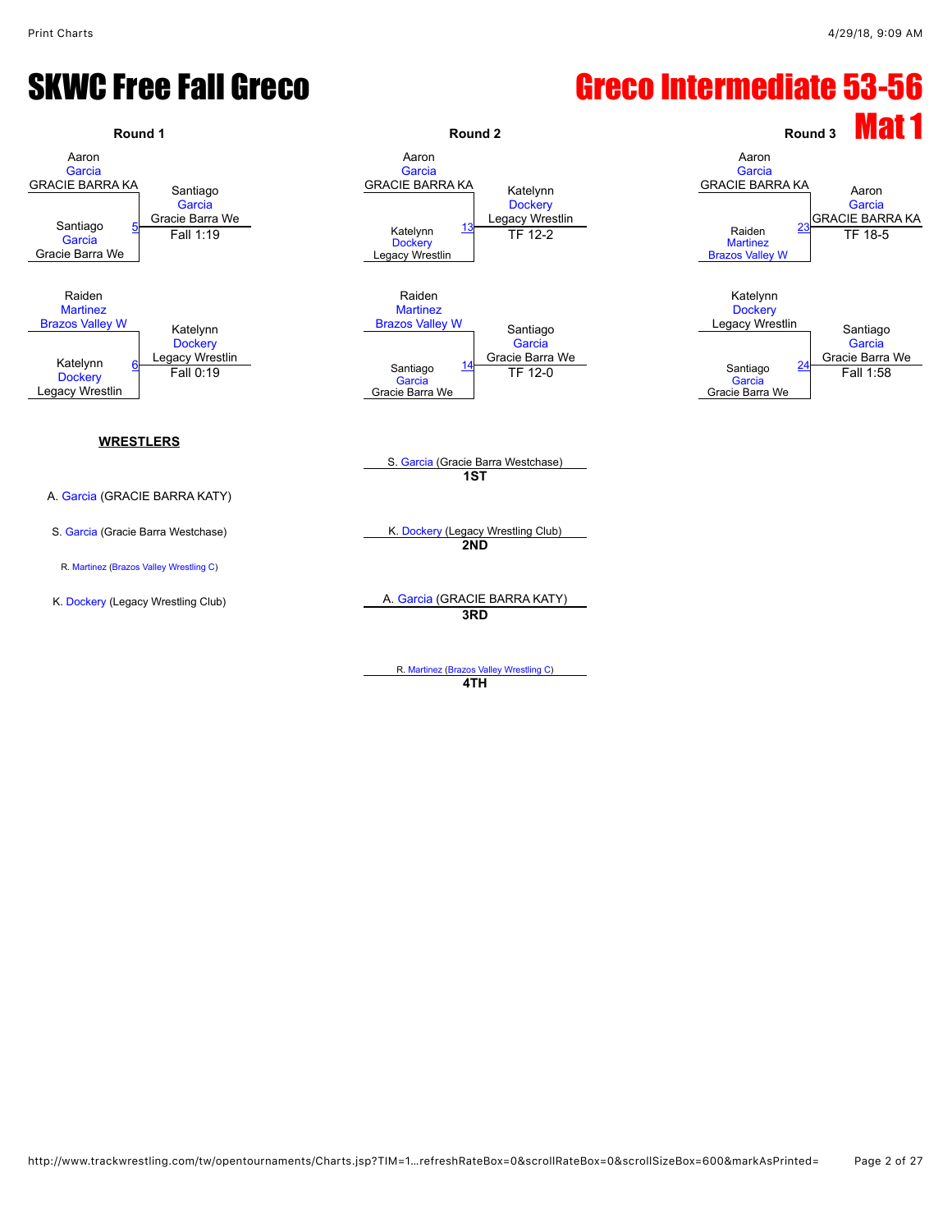# SKWC Free Fall Greco

# Greco Intermediate 53-56

## Mat 1

### Round 1

Aaron Garcia (GRACIE BARRA KA)
vs
Santiago Garcia (Gracie Barra We) — Match 5
Winner: Santiago Garcia (Gracie Barra We) — Fall 1:19

Raiden Martinez (Brazos Valley W)
vs
Katelynn Dockery (Legacy Wrestlin) — Match 6
Winner: Katelynn Dockery (Legacy Wrestlin) — Fall 0:19

### Round 2

Aaron Garcia (GRACIE BARRA KA)
vs
Katelynn Dockery (Legacy Wrestlin) — Match 13
Winner: Katelynn Dockery (Legacy Wrestlin) — TF 12-2

Raiden Martinez (Brazos Valley W)
vs
Santiago Garcia (Gracie Barra We) — Match 14
Winner: Santiago Garcia (Gracie Barra We) — TF 12-0

### Round 3

Aaron Garcia (GRACIE BARRA KA)
vs
Raiden Martinez (Brazos Valley W) — Match 23
Winner: Aaron Garcia (GRACIE BARRA KA) — TF 18-5

Katelynn Dockery (Legacy Wrestlin)
vs
Santiago Garcia (Gracie Barra We) — Match 24
Winner: Santiago Garcia (Gracie Barra We) — Fall 1:58

### WRESTLERS

A. Garcia (GRACIE BARRA KATY)

S. Garcia (Gracie Barra Westchase)

R. Martinez (Brazos Valley Wrestling C)

K. Dockery (Legacy Wrestling Club)

### Placements

**1ST**: S. Garcia (Gracie Barra Westchase)

**2ND**: K. Dockery (Legacy Wrestling Club)

**3RD**: A. Garcia (GRACIE BARRA KATY)

**4TH**: R. Martinez (Brazos Valley Wrestling C)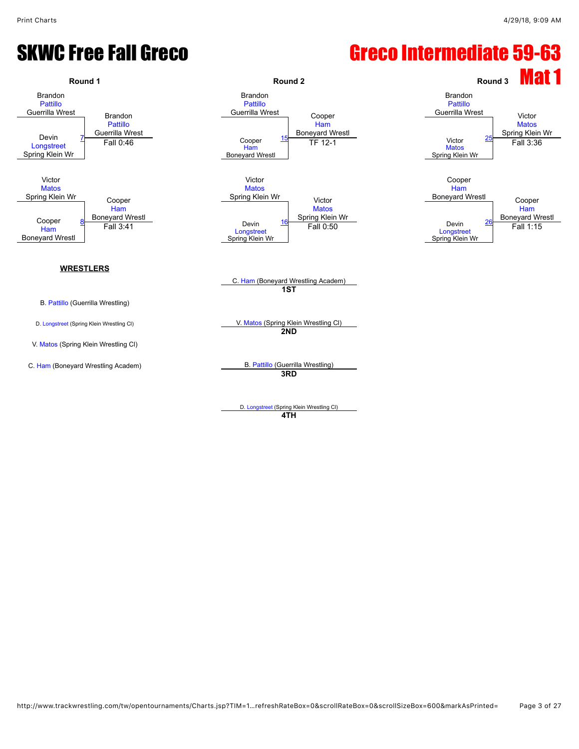# SKWC Free Fall Greco

## Greco Intermediate 59-63

## Mat 1

### Round 1

| Match | Wrestler 1 | Wrestler 2 | Winner | Result |
|---|---|---|---|---|
| 7 | Brandon Pattillo (Guerrilla Wrest) | Devin Longstreet (Spring Klein Wr) | Brandon Pattillo (Guerrilla Wrest) | Fall 0:46 |
| 8 | Victor Matos (Spring Klein Wr) | Cooper Ham (Boneyard Wrestl) | Cooper Ham (Boneyard Wrestl) | Fall 3:41 |

### Round 2

| Match | Wrestler 1 | Wrestler 2 | Winner | Result |
|---|---|---|---|---|
| 15 | Brandon Pattillo (Guerrilla Wrest) | Cooper Ham (Boneyard Wrestl) | Cooper Ham (Boneyard Wrestl) | TF 12-1 |
| 16 | Victor Matos (Spring Klein Wr) | Devin Longstreet (Spring Klein Wr) | Victor Matos (Spring Klein Wr) | Fall 0:50 |

### Round 3

| Match | Wrestler 1 | Wrestler 2 | Winner | Result |
|---|---|---|---|---|
| 25 | Brandon Pattillo (Guerrilla Wrest) | Victor Matos (Spring Klein Wr) | Victor Matos (Spring Klein Wr) | Fall 3:36 |
| 26 | Cooper Ham (Boneyard Wrestl) | Devin Longstreet (Spring Klein Wr) | Cooper Ham (Boneyard Wrestl) | Fall 1:15 |

### WRESTLERS

- B. Pattillo (Guerrilla Wrestling)
- D. Longstreet (Spring Klein Wrestling Cl)
- V. Matos (Spring Klein Wrestling Cl)
- C. Ham (Boneyard Wrestling Academ)

### Placements

- **1ST**: C. Ham (Boneyard Wrestling Academ)
- **2ND**: V. Matos (Spring Klein Wrestling Cl)
- **3RD**: B. Pattillo (Guerrilla Wrestling)
- **4TH**: D. Longstreet (Spring Klein Wrestling Cl)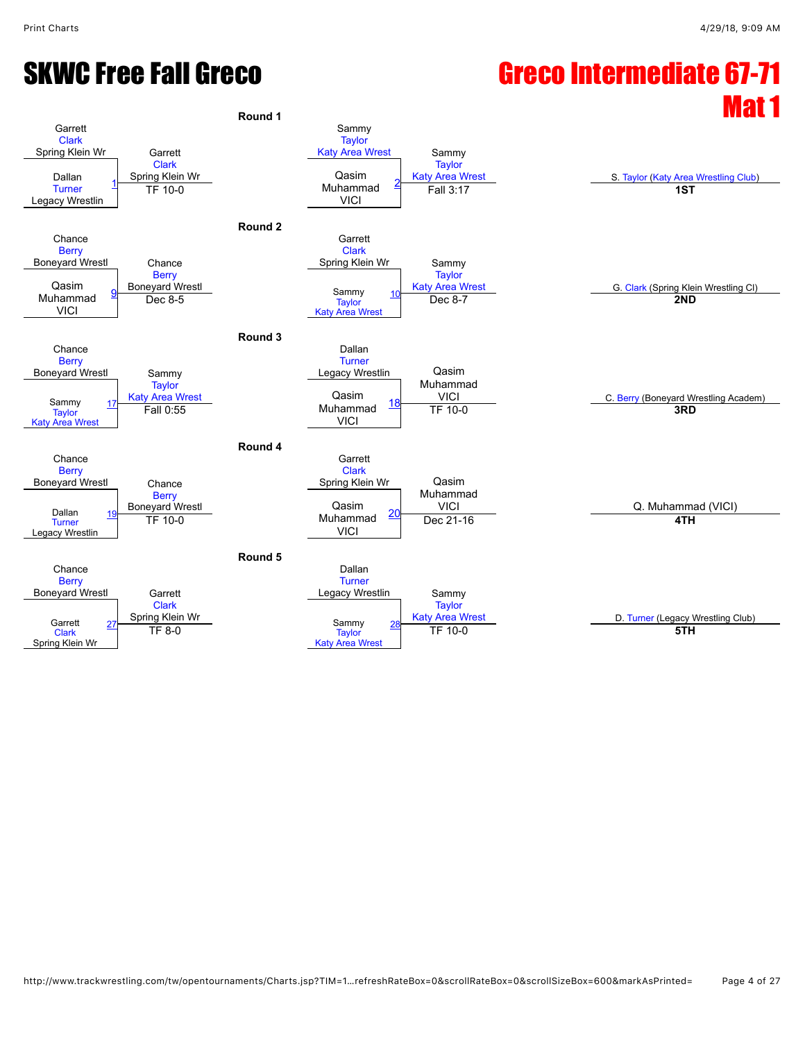# SKWC Free Fall Greco

# Greco Intermediate 67-71 Mat 1

## Round 1

| Wrestler 1 | Wrestler 2 | Bout | Winner | Result |
|---|---|---|---|---|
| Garrett Clark (Spring Klein Wr) | Dallan Turner (Legacy Wrestlin) | 1 | Garrett Clark (Spring Klein Wr) | TF 10-0 |
| Sammy Taylor (Katy Area Wrest) | Qasim Muhammad (VICI) | 2 | Sammy Taylor (Katy Area Wrest) | Fall 3:17 |

## Round 2

| Wrestler 1 | Wrestler 2 | Bout | Winner | Result |
|---|---|---|---|---|
| Chance Berry (Boneyard Wrestl) | Qasim Muhammad (VICI) | 9 | Chance Berry (Boneyard Wrestl) | Dec 8-5 |
| Garrett Clark (Spring Klein Wr) | Sammy Taylor (Katy Area Wrest) | 10 | Sammy Taylor (Katy Area Wrest) | Dec 8-7 |

## Round 3

| Wrestler 1 | Wrestler 2 | Bout | Winner | Result |
|---|---|---|---|---|
| Chance Berry (Boneyard Wrestl) | Sammy Taylor (Katy Area Wrest) | 17 | Sammy Taylor (Katy Area Wrest) | Fall 0:55 |
| Dallan Turner (Legacy Wrestlin) | Qasim Muhammad (VICI) | 18 | Qasim Muhammad (VICI) | TF 10-0 |

## Round 4

| Wrestler 1 | Wrestler 2 | Bout | Winner | Result |
|---|---|---|---|---|
| Chance Berry (Boneyard Wrestl) | Dallan Turner (Legacy Wrestlin) | 19 | Chance Berry (Boneyard Wrestl) | TF 10-0 |
| Garrett Clark (Spring Klein Wr) | Qasim Muhammad (VICI) | 20 | Qasim Muhammad (VICI) | Dec 21-16 |

## Round 5

| Wrestler 1 | Wrestler 2 | Bout | Winner | Result |
|---|---|---|---|---|
| Chance Berry (Boneyard Wrestl) | Garrett Clark (Spring Klein Wr) | 27 | Garrett Clark (Spring Klein Wr) | TF 8-0 |
| Dallan Turner (Legacy Wrestlin) | Sammy Taylor (Katy Area Wrest) | 28 | Sammy Taylor (Katy Area Wrest) | TF 10-0 |

## Final Placements

| Place | Wrestler |
|---|---|
| 1ST | S. Taylor (Katy Area Wrestling Club) |
| 2ND | G. Clark (Spring Klein Wrestling Cl) |
| 3RD | C. Berry (Boneyard Wrestling Academ) |
| 4TH | Q. Muhammad (VICI) |
| 5TH | D. Turner (Legacy Wrestling Club) |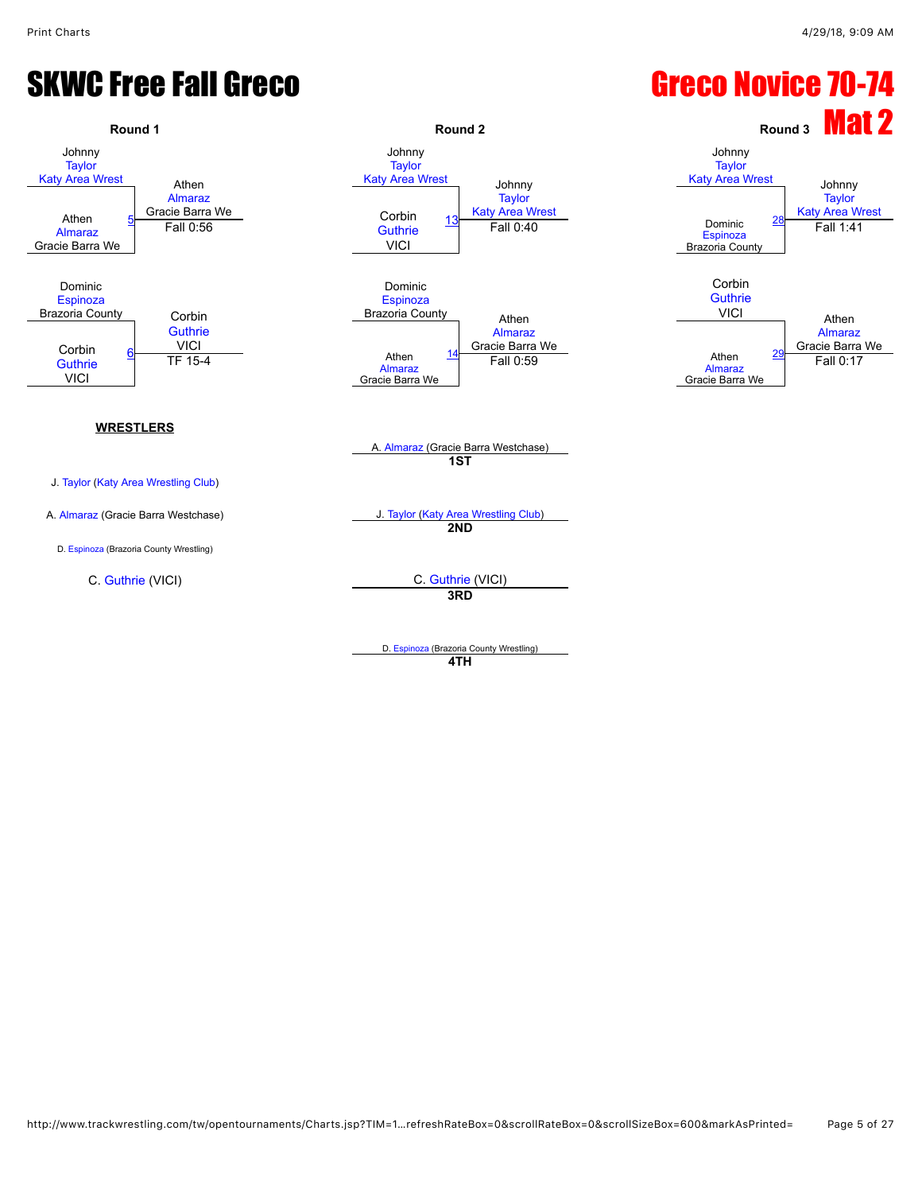# SKWC Free Fall Greco

# Greco Novice 70-74

## Mat 2

### Round 1

| Match | Wrestler 1 | Wrestler 2 | Winner | Result |
|---|---|---|---|---|
| 5 | Johnny Taylor (Katy Area Wrest) | Athen Almaraz (Gracie Barra We) | Athen Almaraz (Gracie Barra We) | Fall 0:56 |
| 6 | Dominic Espinoza (Brazoria County) | Corbin Guthrie (VICI) | Corbin Guthrie (VICI) | TF 15-4 |

### Round 2

| Match | Wrestler 1 | Wrestler 2 | Winner | Result |
|---|---|---|---|---|
| 13 | Johnny Taylor (Katy Area Wrest) | Corbin Guthrie (VICI) | Johnny Taylor (Katy Area Wrest) | Fall 0:40 |
| 14 | Dominic Espinoza (Brazoria County) | Athen Almaraz (Gracie Barra We) | Athen Almaraz (Gracie Barra We) | Fall 0:59 |

### Round 3

| Match | Wrestler 1 | Wrestler 2 | Winner | Result |
|---|---|---|---|---|
| 28 | Johnny Taylor (Katy Area Wrest) | Dominic Espinoza (Brazoria County) | Johnny Taylor (Katy Area Wrest) | Fall 1:41 |
| 29 | Corbin Guthrie (VICI) | Athen Almaraz (Gracie Barra We) | Athen Almaraz (Gracie Barra We) | Fall 0:17 |

**WRESTLERS**

J. Taylor (Katy Area Wrestling Club)

A. Almaraz (Gracie Barra Westchase)

D. Espinoza (Brazoria County Wrestling)

C. Guthrie (VICI)

**Placements**

- **1ST**: A. Almaraz (Gracie Barra Westchase)
- **2ND**: J. Taylor (Katy Area Wrestling Club)
- **3RD**: C. Guthrie (VICI)
- **4TH**: D. Espinoza (Brazoria County Wrestling)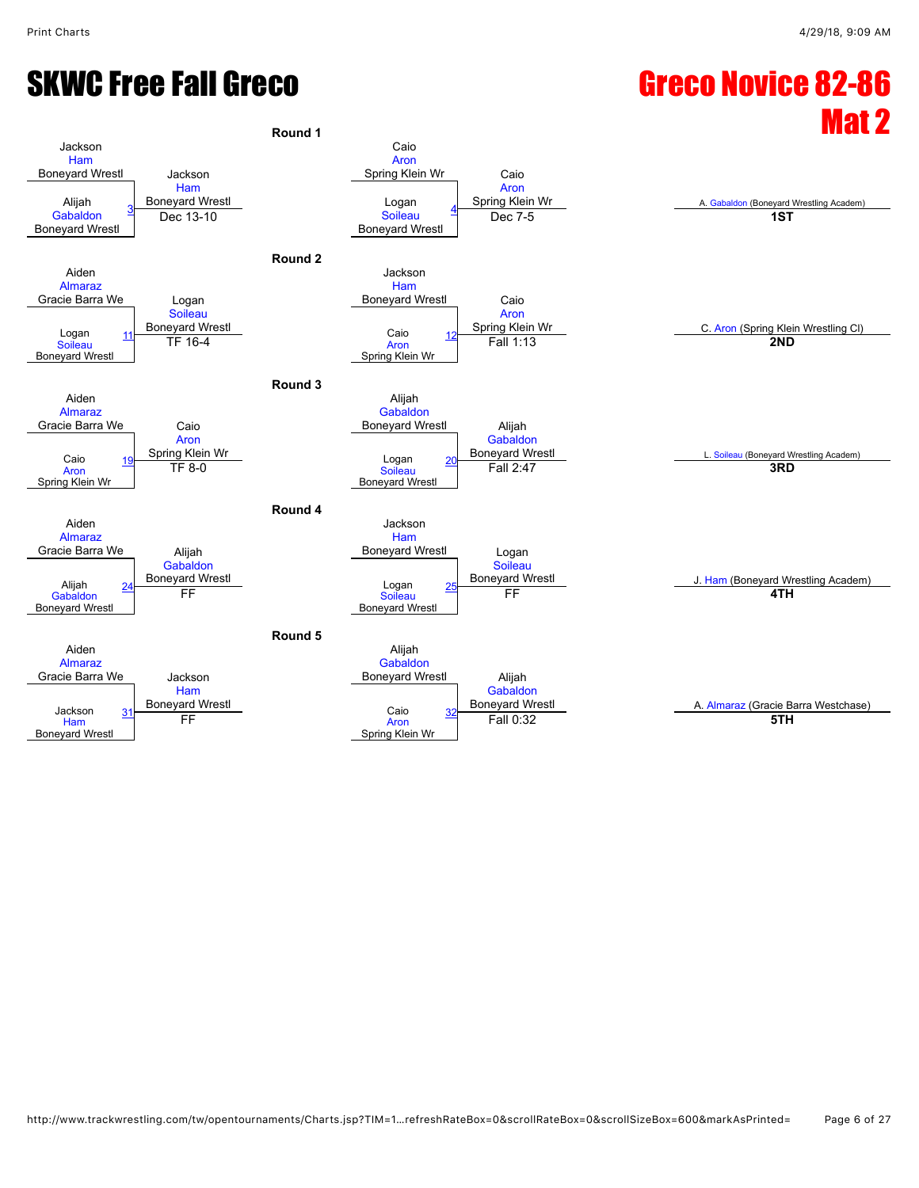# SKWC Free Fall Greco

# Greco Novice 82-86 Mat 2

## Round 1

| Match | Wrestler 1 | Wrestler 2 | Winner | Result |
|---|---|---|---|---|
| 3 | Jackson Ham (Boneyard Wrestl) | Alijah Gabaldon (Boneyard Wrestl) | Jackson Ham (Boneyard Wrestl) | Dec 13-10 |
| 4 | Caio Aron (Spring Klein Wr) | Logan Soileau (Boneyard Wrestl) | Caio Aron (Spring Klein Wr) | Dec 7-5 |

## Round 2

| Match | Wrestler 1 | Wrestler 2 | Winner | Result |
|---|---|---|---|---|
| 11 | Aiden Almaraz (Gracie Barra We) | Logan Soileau (Boneyard Wrestl) | Logan Soileau (Boneyard Wrestl) | TF 16-4 |
| 12 | Jackson Ham (Boneyard Wrestl) | Caio Aron (Spring Klein Wr) | Caio Aron (Spring Klein Wr) | Fall 1:13 |

## Round 3

| Match | Wrestler 1 | Wrestler 2 | Winner | Result |
|---|---|---|---|---|
| 19 | Aiden Almaraz (Gracie Barra We) | Caio Aron (Spring Klein Wr) | Caio Aron (Spring Klein Wr) | TF 8-0 |
| 20 | Alijah Gabaldon (Boneyard Wrestl) | Logan Soileau (Boneyard Wrestl) | Alijah Gabaldon (Boneyard Wrestl) | Fall 2:47 |

## Round 4

| Match | Wrestler 1 | Wrestler 2 | Winner | Result |
|---|---|---|---|---|
| 24 | Aiden Almaraz (Gracie Barra We) | Alijah Gabaldon (Boneyard Wrestl) | Alijah Gabaldon (Boneyard Wrestl) | FF |
| 25 | Jackson Ham (Boneyard Wrestl) | Logan Soileau (Boneyard Wrestl) | Logan Soileau (Boneyard Wrestl) | FF |

## Round 5

| Match | Wrestler 1 | Wrestler 2 | Winner | Result |
|---|---|---|---|---|
| 31 | Aiden Almaraz (Gracie Barra We) | Jackson Ham (Boneyard Wrestl) | Jackson Ham (Boneyard Wrestl) | FF |
| 32 | Alijah Gabaldon (Boneyard Wrestl) | Caio Aron (Spring Klein Wr) | Alijah Gabaldon (Boneyard Wrestl) | Fall 0:32 |

## Placements

| Place | Wrestler |
|---|---|
| 1ST | A. Gabaldon (Boneyard Wrestling Academ) |
| 2ND | C. Aron (Spring Klein Wrestling Cl) |
| 3RD | L. Soileau (Boneyard Wrestling Academ) |
| 4TH | J. Ham (Boneyard Wrestling Academ) |
| 5TH | A. Almaraz (Gracie Barra Westchase) |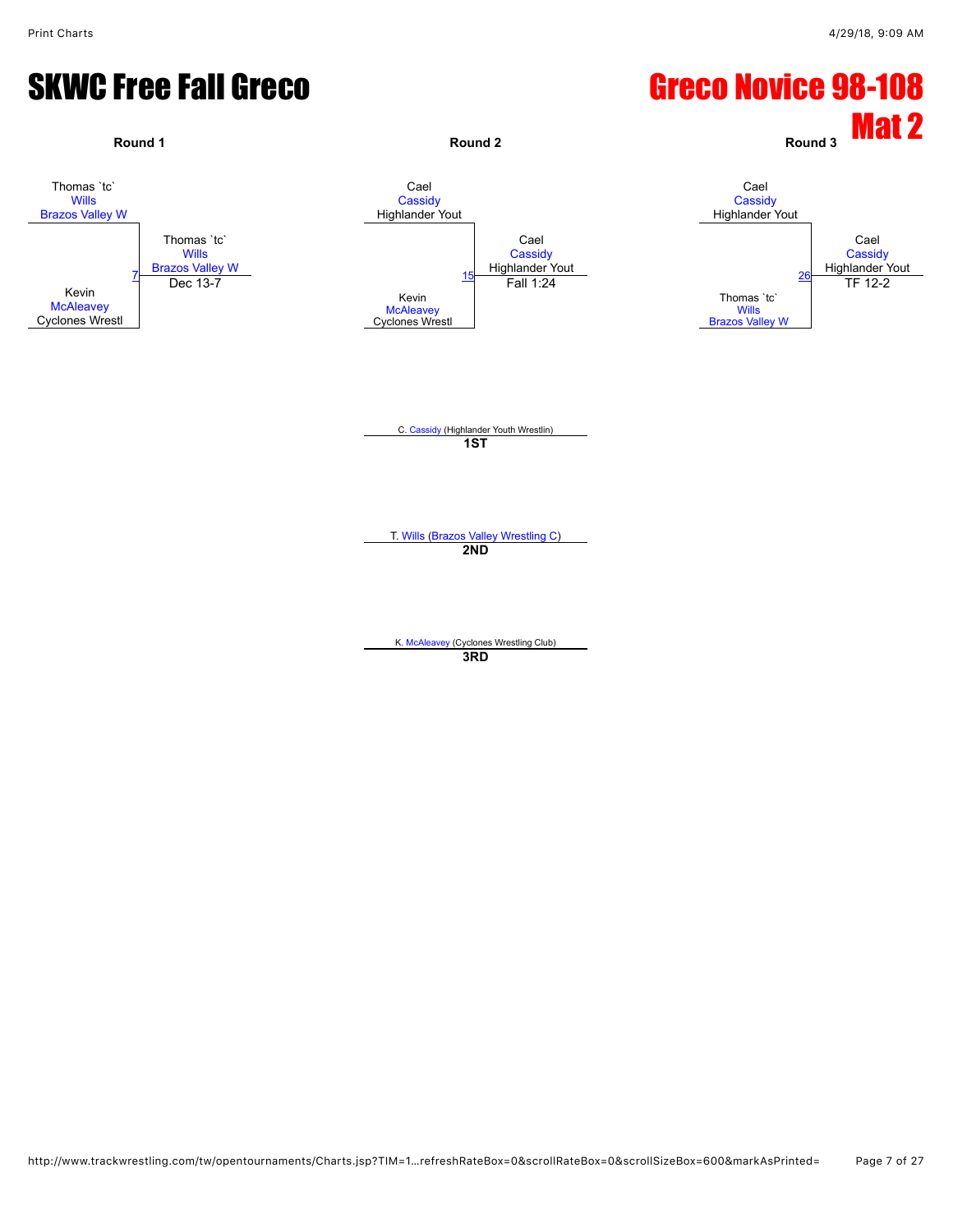# SKWC Free Fall Greco

# Greco Novice 98-108

## Mat 2

### Round 1

Thomas `tc` Wills
Brazos Valley W

Kevin McAleavey
Cyclones Wrestl

Bout 7 — Winner: Thomas `tc` Wills, Brazos Valley W — Dec 13-7

### Round 2

Cael Cassidy
Highlander Yout

Kevin McAleavey
Cyclones Wrestl

Bout 15 — Winner: Cael Cassidy, Highlander Yout — Fall 1:24

### Round 3

Cael Cassidy
Highlander Yout

Thomas `tc` Wills
Brazos Valley W

Bout 26 — Winner: Cael Cassidy, Highlander Yout — TF 12-2

### Placements

| Place | Wrestler |
| --- | --- |
| 1ST | C. Cassidy (Highlander Youth Wrestlin) |
| 2ND | T. Wills (Brazos Valley Wrestling C) |
| 3RD | K. McAleavey (Cyclones Wrestling Club) |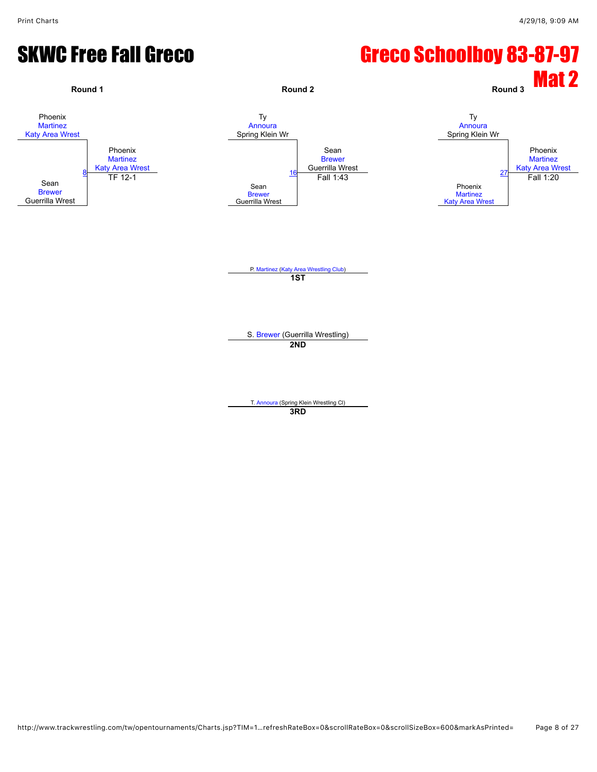# SKWC Free Fall Greco

# Greco Schoolboy 83-87-97

## Mat 2

**Round 1**

Phoenix Martinez, Katy Area Wrest
vs.
Sean Brewer, Guerrilla Wrest

Match 8 — Winner: Phoenix Martinez, Katy Area Wrest — TF 12-1

**Round 2**

Ty Annoura, Spring Klein Wr
vs.
Sean Brewer, Guerrilla Wrest

Match 16 — Winner: Sean Brewer, Guerrilla Wrest — Fall 1:43

**Round 3**

Ty Annoura, Spring Klein Wr
vs.
Phoenix Martinez, Katy Area Wrest

Match 27 — Winner: Phoenix Martinez, Katy Area Wrest — Fall 1:20

**1ST**: P. Martinez (Katy Area Wrestling Club)

**2ND**: S. Brewer (Guerrilla Wrestling)

**3RD**: T. Annoura (Spring Klein Wrestling Cl)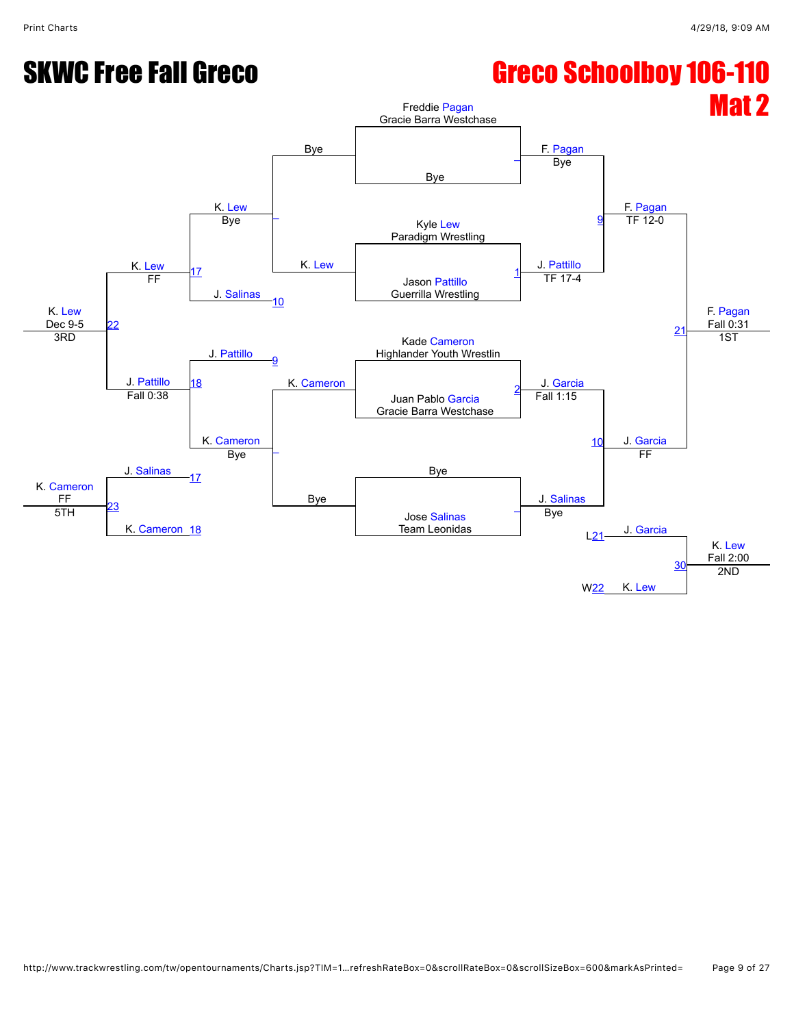# SKWC Free Fall Greco

# Greco Schoolboy 106-110

## Mat 2

### Championship Bracket

**Round 1**

- Freddie Pagan (Gracie Barra Westchase) vs. Bye → F. Pagan, Bye
- Kyle Lew (Paradigm Wrestling) vs. Jason Pattillo (Guerrilla Wrestling) → Match 1: J. Pattillo, TF 17-4
- Kade Cameron (Highlander Youth Wrestlin) vs. Juan Pablo Garcia (Gracie Barra Westchase) → Match 2: J. Garcia, Fall 1:15
- Bye vs. Jose Salinas (Team Leonidas) → J. Salinas, Bye

**Semifinals**

- Match 9: F. Pagan vs. J. Pattillo → F. Pagan, TF 12-0
- Match 10: J. Garcia vs. J. Salinas → J. Garcia, FF

**Final**

- Match 21: F. Pagan vs. J. Garcia → F. Pagan, Fall 0:31 — 1ST

### Consolation Bracket

**Round 1**

- Bye vs. K. Lew → K. Lew, Bye
- K. Cameron vs. Bye → K. Cameron, Bye

**Round 2**

- Match 17: K. Lew vs. J. Salinas (L10) → K. Lew, FF
- Match 18: J. Pattillo (L9) vs. K. Cameron → J. Pattillo, Fall 0:38

**3rd Place**

- Match 22: K. Lew vs. J. Pattillo → K. Lew, Dec 9-5 — 3RD

**5th Place**

- Match 23: J. Salinas (L17) vs. K. Cameron (L18) → K. Cameron, FF — 5TH

**2nd Place**

- Match 30: J. Garcia (L21) vs. K. Lew (W22) → K. Lew, Fall 2:00 — 2ND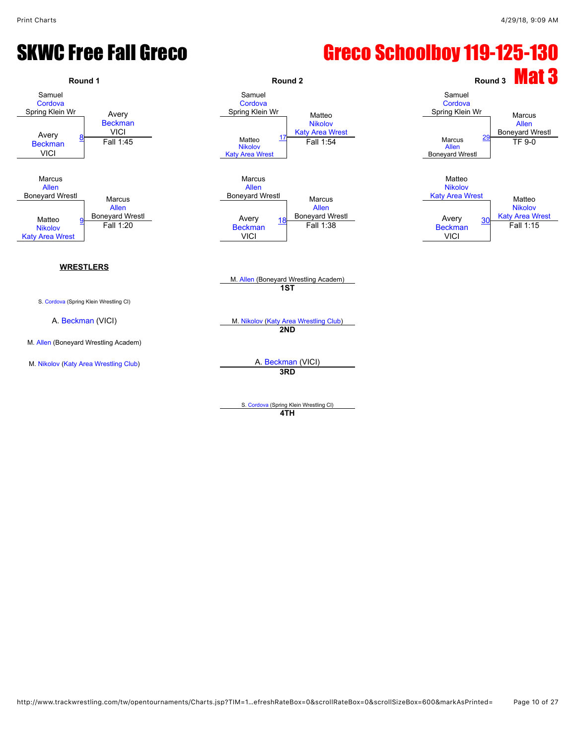# SKWC Free Fall Greco

# Greco Schoolboy 119-125-130

## Mat 3

### Round 1

- Samuel Cordova (Spring Klein Wr) vs. Avery Beckman (VICI) — Bout 8 — Winner: Avery Beckman (VICI), Fall 1:45
- Marcus Allen (Boneyard Wrestl) vs. Matteo Nikolov (Katy Area Wrest) — Bout 9 — Winner: Marcus Allen (Boneyard Wrestl), Fall 1:20

### Round 2

- Samuel Cordova (Spring Klein Wr) vs. Matteo Nikolov (Katy Area Wrest) — Bout 17 — Winner: Matteo Nikolov (Katy Area Wrest), Fall 1:54
- Marcus Allen (Boneyard Wrestl) vs. Avery Beckman (VICI) — Bout 18 — Winner: Marcus Allen (Boneyard Wrestl), Fall 1:38

### Round 3

- Samuel Cordova (Spring Klein Wr) vs. Marcus Allen (Boneyard Wrestl) — Bout 29 — Winner: Marcus Allen (Boneyard Wrestl), TF 9-0
- Matteo Nikolov (Katy Area Wrest) vs. Avery Beckman (VICI) — Bout 30 — Winner: Matteo Nikolov (Katy Area Wrest), Fall 1:15

### WRESTLERS

- S. Cordova (Spring Klein Wrestling Cl)
- A. Beckman (VICI)
- M. Allen (Boneyard Wrestling Academ)
- M. Nikolov (Katy Area Wrestling Club)

### Placings

- **1ST**: M. Allen (Boneyard Wrestling Academ)
- **2ND**: M. Nikolov (Katy Area Wrestling Club)
- **3RD**: A. Beckman (VICI)
- **4TH**: S. Cordova (Spring Klein Wrestling Cl)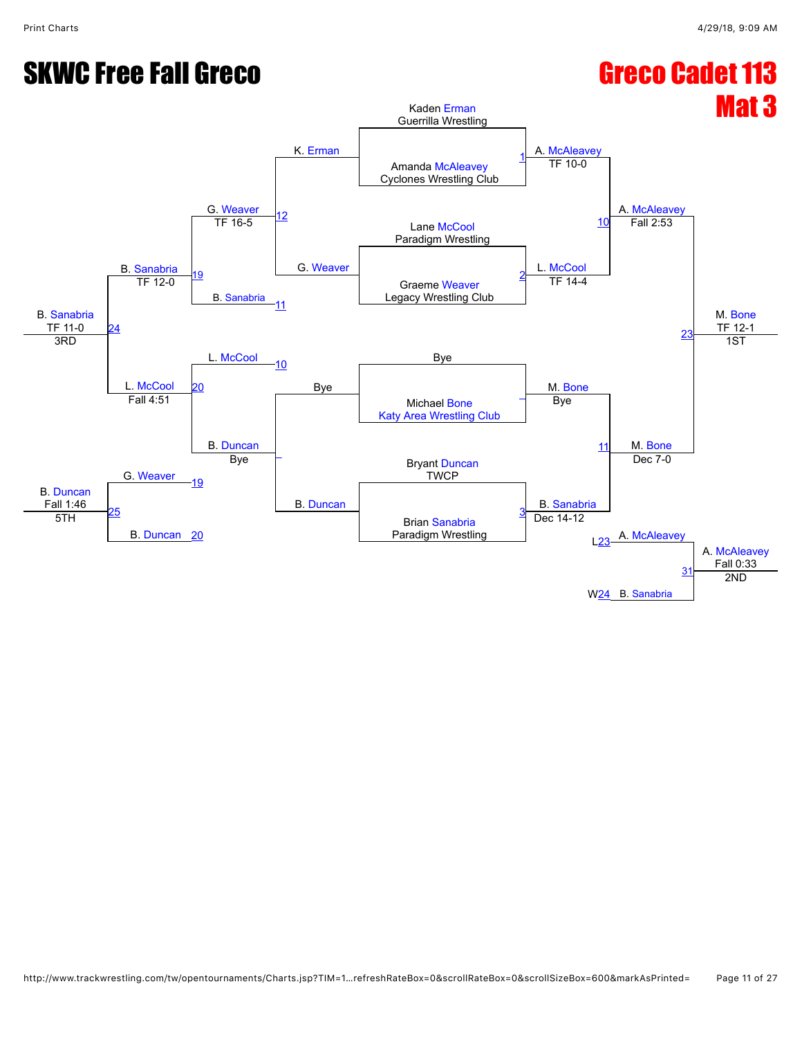# SKWC Free Fall Greco

## Greco Cadet 113
## Mat 3

### Championship Bracket

**Round 1**

- Match 1: Kaden Erman (Guerrilla Wrestling) vs. Amanda McAleavey (Cyclones Wrestling Club) — A. McAleavey, TF 10-0
- Match 2: Lane McCool (Paradigm Wrestling) vs. Graeme Weaver (Legacy Wrestling Club) — L. McCool, TF 14-4
- Bye vs. Michael Bone (Katy Area Wrestling Club) — M. Bone, Bye
- Match 3: Bryant Duncan (TWCP) vs. Brian Sanabria (Paradigm Wrestling) — B. Sanabria, Dec 14-12

**Semifinals**

- Match 10: A. McAleavey vs. L. McCool — A. McAleavey, Fall 2:53
- Match 11: M. Bone vs. B. Sanabria — M. Bone, Dec 7-0

**Final**

- Match 23: A. McAleavey vs. M. Bone — M. Bone, TF 12-1 — **1ST**

### Consolation Bracket

- Match 12: K. Erman vs. G. Weaver — G. Weaver, TF 16-5
- Bye vs. B. Duncan — B. Duncan, Bye
- Match 19: G. Weaver vs. B. Sanabria (L11) — B. Sanabria, TF 12-0
- Match 20: L. McCool (L10) vs. B. Duncan — L. McCool, Fall 4:51
- Match 24: B. Sanabria vs. L. McCool — B. Sanabria, TF 11-0 — **3RD**
- Match 25: G. Weaver (L19) vs. B. Duncan (L20) — B. Duncan, Fall 1:46 — **5TH**

### Second Place Match

- Match 31: A. McAleavey (L23) vs. B. Sanabria (W24) — A. McAleavey, Fall 0:33 — **2ND**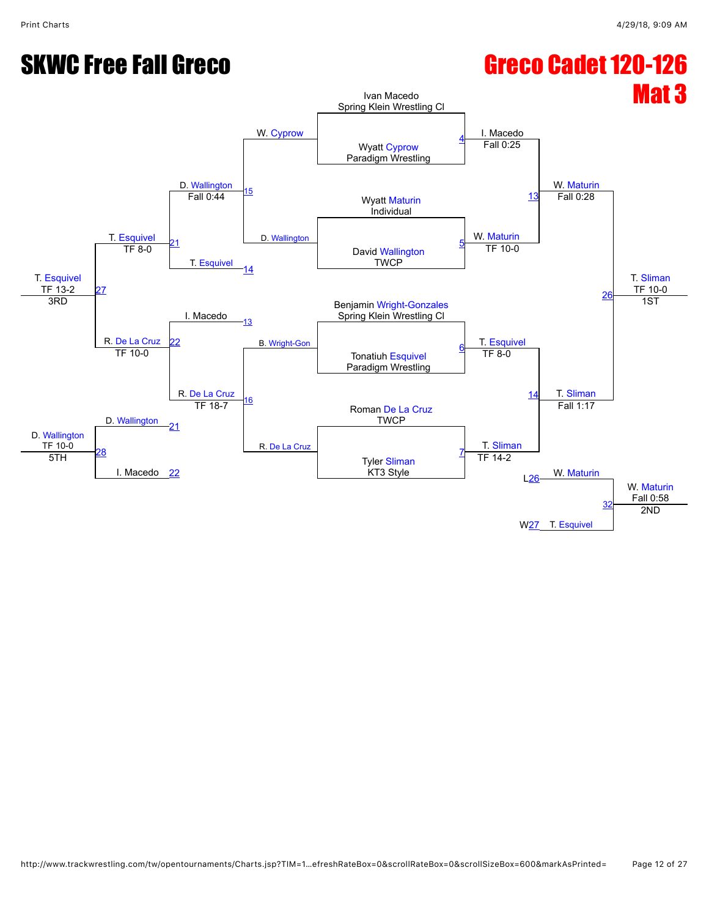# SKWC Free Fall Greco

## Greco Cadet 120-126

## Mat 3

### Championship Bracket

**First Round**

- Match 4: Ivan Macedo (Spring Klein Wrestling Cl) vs. Wyatt Cyprow (Paradigm Wrestling) — I. Macedo, Fall 0:25
- Match 5: Wyatt Maturin (Individual) vs. David Wallington (TWCP) — W. Maturin, TF 10-0
- Match 6: Benjamin Wright-Gonzales (Spring Klein Wrestling Cl) vs. Tonatiuh Esquivel (Paradigm Wrestling) — T. Esquivel, TF 8-0
- Match 7: Roman De La Cruz (TWCP) vs. Tyler Sliman (KT3 Style) — T. Sliman, TF 14-2

**Semifinals**

- Match 13: I. Macedo vs. W. Maturin — W. Maturin, Fall 0:28
- Match 14: T. Esquivel vs. T. Sliman — T. Sliman, Fall 1:17

**Final**

- Match 26: W. Maturin vs. T. Sliman — T. Sliman, TF 10-0 — **1ST**

### Consolation Bracket

- Match 15: W. Cyprow vs. D. Wallington — D. Wallington, Fall 0:44
- Match 16: B. Wright-Gon vs. R. De La Cruz — R. De La Cruz, TF 18-7
- Match 21: D. Wallington vs. T. Esquivel (L14) — T. Esquivel, TF 8-0
- Match 22: I. Macedo (L13) vs. R. De La Cruz — R. De La Cruz, TF 10-0
- Match 27: T. Esquivel vs. R. De La Cruz — T. Esquivel, TF 13-2 — **3RD**
- Match 28: D. Wallington (L21) vs. I. Macedo (L22) — D. Wallington, TF 10-0 — **5TH**

### Second Place Match

- Match 32: W. Maturin (L26) vs. T. Esquivel (W27) — W. Maturin, Fall 0:58 — **2ND**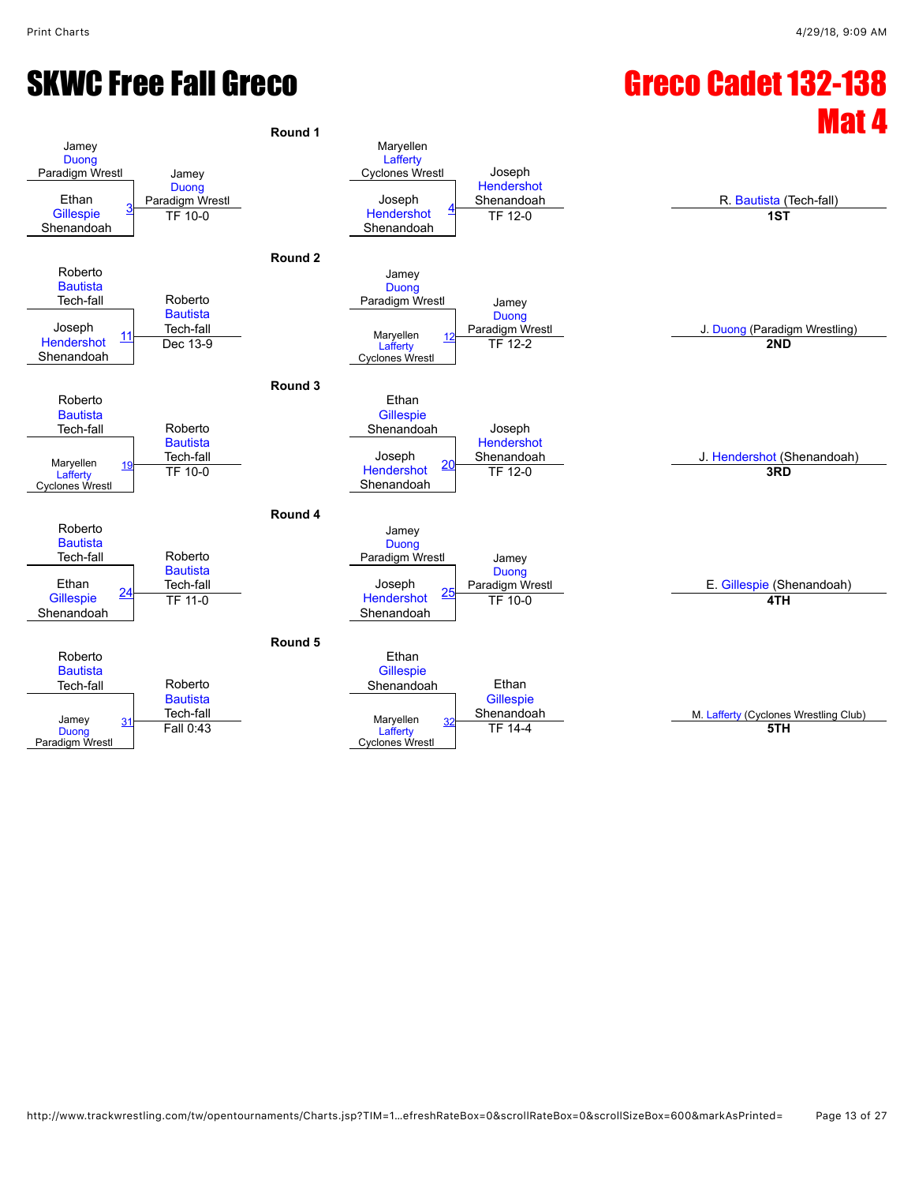# SKWC Free Fall Greco

# Greco Cadet 132-138 Mat 4

### Round 1

| Bout | Wrestler 1 | Wrestler 2 | Winner | Result |
|---|---|---|---|---|
| 3 | Jamey Duong (Paradigm Wrestl) | Ethan Gillespie (Shenandoah) | Jamey Duong (Paradigm Wrestl) | TF 10-0 |
| 4 | Maryellen Lafferty (Cyclones Wrestl) | Joseph Hendershot (Shenandoah) | Joseph Hendershot (Shenandoah) | TF 12-0 |

### Round 2

| Bout | Wrestler 1 | Wrestler 2 | Winner | Result |
|---|---|---|---|---|
| 11 | Roberto Bautista (Tech-fall) | Joseph Hendershot (Shenandoah) | Roberto Bautista (Tech-fall) | Dec 13-9 |
| 12 | Jamey Duong (Paradigm Wrestl) | Maryellen Lafferty (Cyclones Wrestl) | Jamey Duong (Paradigm Wrestl) | TF 12-2 |

### Round 3

| Bout | Wrestler 1 | Wrestler 2 | Winner | Result |
|---|---|---|---|---|
| 19 | Roberto Bautista (Tech-fall) | Maryellen Lafferty (Cyclones Wrestl) | Roberto Bautista (Tech-fall) | TF 10-0 |
| 20 | Ethan Gillespie (Shenandoah) | Joseph Hendershot (Shenandoah) | Joseph Hendershot (Shenandoah) | TF 12-0 |

### Round 4

| Bout | Wrestler 1 | Wrestler 2 | Winner | Result |
|---|---|---|---|---|
| 24 | Roberto Bautista (Tech-fall) | Ethan Gillespie (Shenandoah) | Roberto Bautista (Tech-fall) | TF 11-0 |
| 25 | Jamey Duong (Paradigm Wrestl) | Joseph Hendershot (Shenandoah) | Jamey Duong (Paradigm Wrestl) | TF 10-0 |

### Round 5

| Bout | Wrestler 1 | Wrestler 2 | Winner | Result |
|---|---|---|---|---|
| 31 | Roberto Bautista (Tech-fall) | Jamey Duong (Paradigm Wrestl) | Roberto Bautista (Tech-fall) | Fall 0:43 |
| 32 | Ethan Gillespie (Shenandoah) | Maryellen Lafferty (Cyclones Wrestl) | Ethan Gillespie (Shenandoah) | TF 14-4 |

### Placements

| Place | Wrestler |
|---|---|
| 1ST | R. Bautista (Tech-fall) |
| 2ND | J. Duong (Paradigm Wrestling) |
| 3RD | J. Hendershot (Shenandoah) |
| 4TH | E. Gillespie (Shenandoah) |
| 5TH | M. Lafferty (Cyclones Wrestling Club) |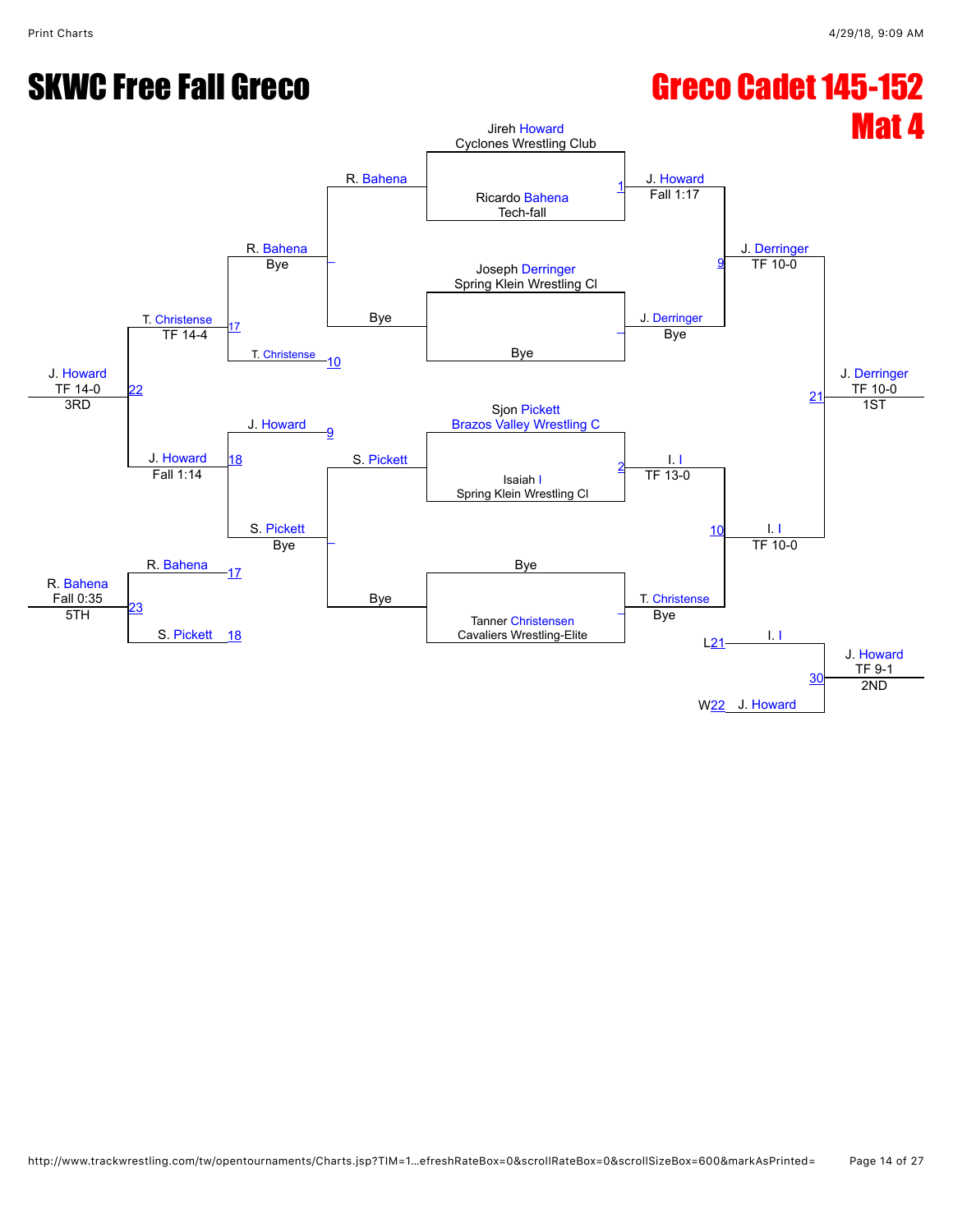# SKWC Free Fall Greco

## Greco Cadet 145-152
## Mat 4

### Championship Bracket

**Round 1**

- Jireh Howard (Cyclones Wrestling Club) vs. Ricardo Bahena (Tech-fall) — Match 1: J. Howard, Fall 1:17
- Joseph Derringer (Spring Klein Wrestling Cl) vs. Bye — J. Derringer, Bye
- Sjon Pickett (Brazos Valley Wrestling C) vs. Isaiah I (Spring Klein Wrestling Cl) — Match 2: I. I, TF 13-0
- Bye vs. Tanner Christensen (Cavaliers Wrestling-Elite) — T. Christense, Bye

**Semifinals**

- Match 9: J. Howard vs. J. Derringer — J. Derringer, TF 10-0
- Match 10: I. I vs. T. Christense — I. I, TF 10-0

**Final**

- Match 21: J. Derringer vs. I. I — J. Derringer, TF 10-0 — 1ST

**2nd Place**

- Match 30: L21 I. I vs. W22 J. Howard — J. Howard, TF 9-1 — 2ND

### Consolation Bracket

- R. Bahena vs. Bye — R. Bahena, Bye
- Bye (Loser of 1) — Bye
- S. Pickett vs. Bye — S. Pickett, Bye
- Bye (Loser of 2) — Bye
- Match 17: R. Bahena vs. T. Christense (L10) — T. Christense, TF 14-4
- Match 18: J. Howard (L9) vs. S. Pickett — J. Howard, Fall 1:14
- Match 22: T. Christense vs. J. Howard — J. Howard, TF 14-0 — 3RD
- Match 23: R. Bahena (L17) vs. S. Pickett (L18) — R. Bahena, Fall 0:35 — 5TH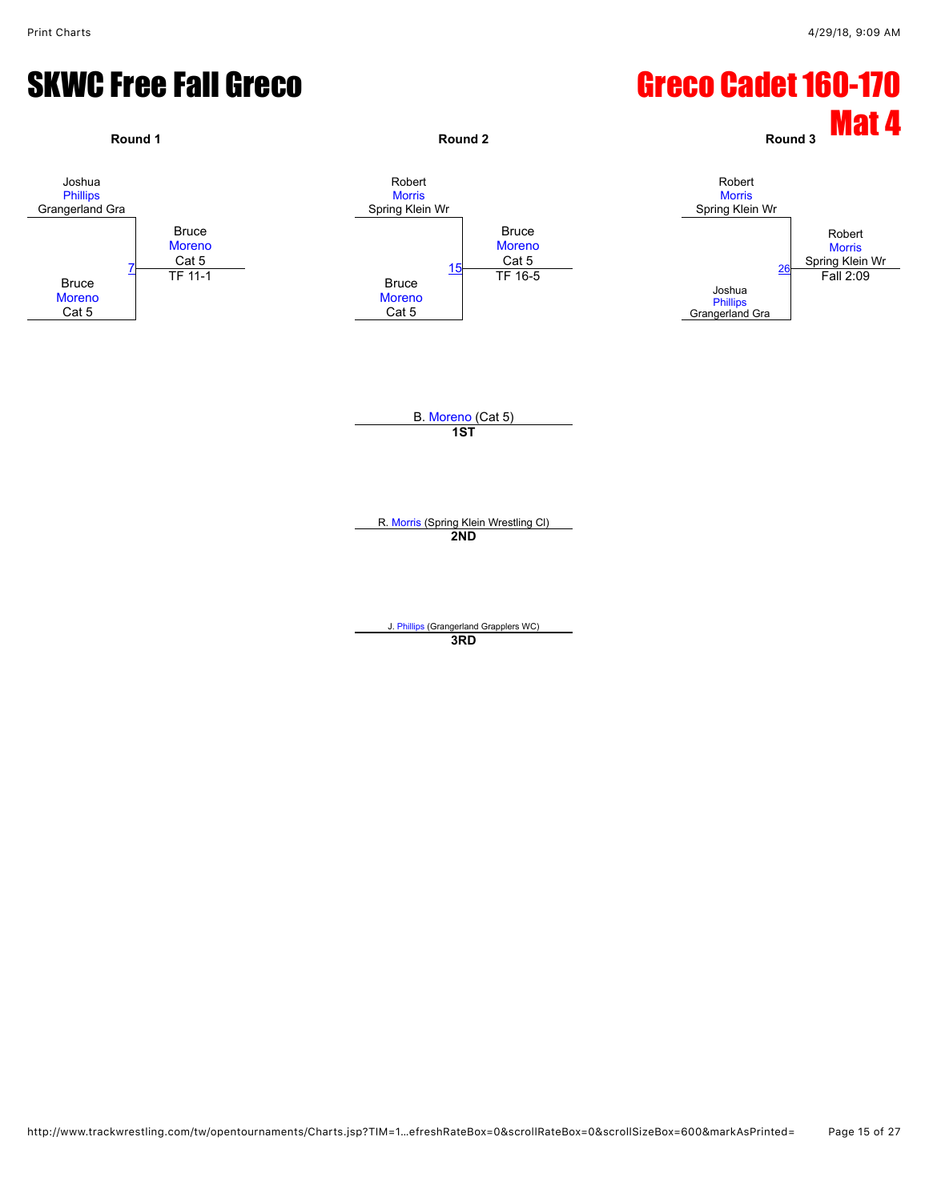# SKWC Free Fall Greco

# Greco Cadet 160-170

## Mat 4

### Round 1

Joshua Phillips, Grangerland Gra
vs.
Bruce Moreno, Cat 5

Match 7 — Winner: Bruce Moreno, Cat 5 — TF 11-1

### Round 2

Robert Morris, Spring Klein Wr
vs.
Bruce Moreno, Cat 5

Match 15 — Winner: Bruce Moreno, Cat 5 — TF 16-5

### Round 3

Robert Morris, Spring Klein Wr
vs.
Joshua Phillips, Grangerland Gra

Match 26 — Winner: Robert Morris, Spring Klein Wr — Fall 2:09

---

**1ST**: B. Moreno (Cat 5)

**2ND**: R. Morris (Spring Klein Wrestling Cl)

**3RD**: J. Phillips (Grangerland Grapplers WC)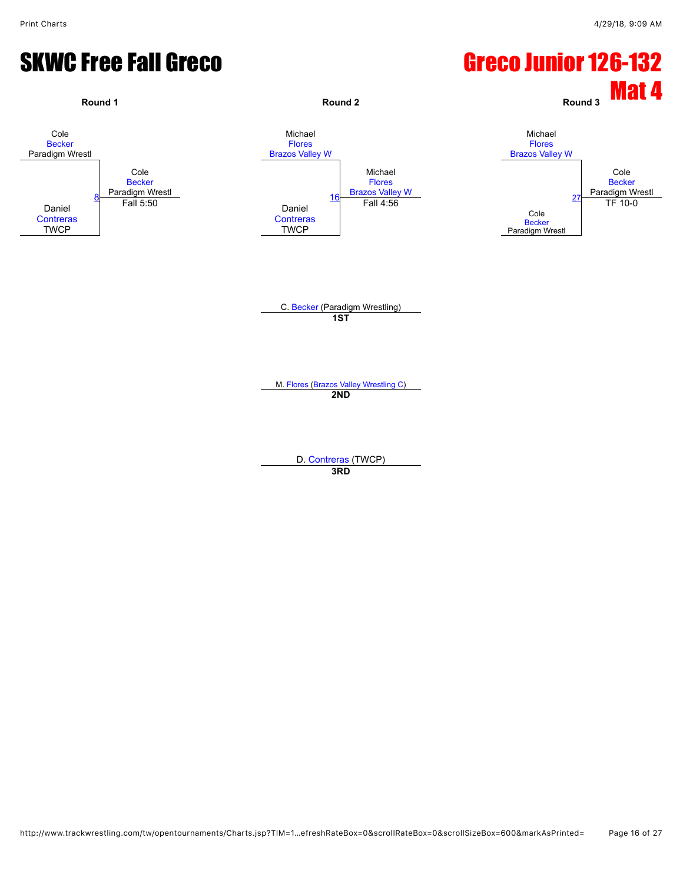# SKWC Free Fall Greco

# Greco Junior 126-132

## Mat 4

### Round 1

Cole Becker, Paradigm Wrestl

8

Daniel Contreras, TWCP

Cole Becker, Paradigm Wrestl — Fall 5:50

### Round 2

Michael Flores, Brazos Valley W

16

Daniel Contreras, TWCP

Michael Flores, Brazos Valley W — Fall 4:56

### Round 3

Michael Flores, Brazos Valley W

27

Cole Becker, Paradigm Wrestl

Cole Becker, Paradigm Wrestl — TF 10-0

---

C. Becker (Paradigm Wrestling)
**1ST**

M. Flores (Brazos Valley Wrestling C)
**2ND**

D. Contreras (TWCP)
**3RD**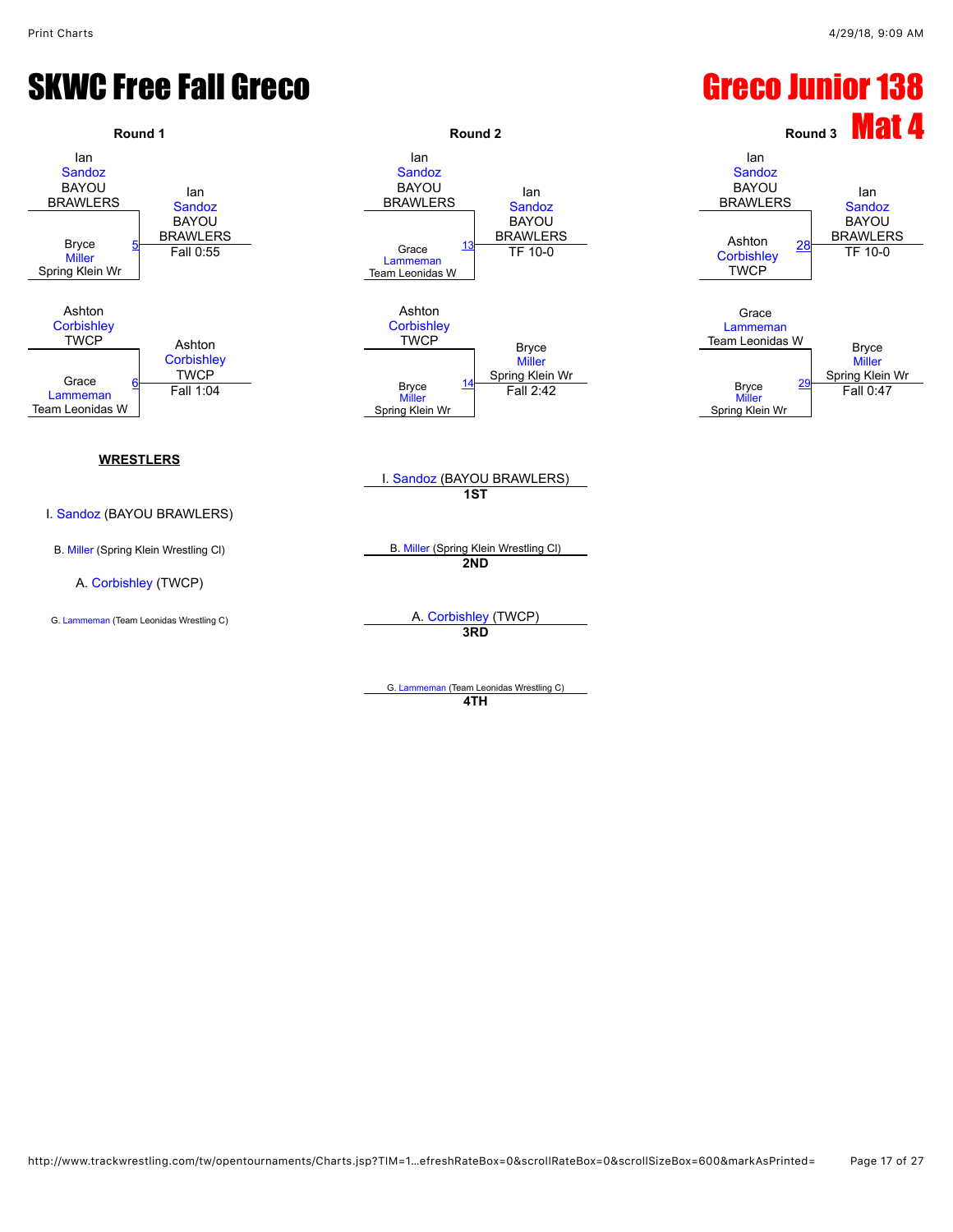# SKWC Free Fall Greco

# Greco Junior 138

## Mat 4

### Round 1

| Wrestler 1 | Wrestler 2 | Bout | Winner | Result |
|---|---|---|---|---|
| Ian Sandoz BAYOU BRAWLERS | Bryce Miller Spring Klein Wr | 5 | Ian Sandoz BAYOU BRAWLERS | Fall 0:55 |
| Ashton Corbishley TWCP | Grace Lammeman Team Leonidas W | 6 | Ashton Corbishley TWCP | Fall 1:04 |

### Round 2

| Wrestler 1 | Wrestler 2 | Bout | Winner | Result |
|---|---|---|---|---|
| Ian Sandoz BAYOU BRAWLERS | Grace Lammeman Team Leonidas W | 13 | Ian Sandoz BAYOU BRAWLERS | TF 10-0 |
| Ashton Corbishley TWCP | Bryce Miller Spring Klein Wr | 14 | Bryce Miller Spring Klein Wr | Fall 2:42 |

### Round 3

| Wrestler 1 | Wrestler 2 | Bout | Winner | Result |
|---|---|---|---|---|
| Ian Sandoz BAYOU BRAWLERS | Ashton Corbishley TWCP | 28 | Ian Sandoz BAYOU BRAWLERS | TF 10-0 |
| Grace Lammeman Team Leonidas W | Bryce Miller Spring Klein Wr | 29 | Bryce Miller Spring Klein Wr | Fall 0:47 |

**WRESTLERS**

- I. Sandoz (BAYOU BRAWLERS)
- B. Miller (Spring Klein Wrestling Cl)
- A. Corbishley (TWCP)
- G. Lammeman (Team Leonidas Wrestling C)

**Placings**

- **1ST** I. Sandoz (BAYOU BRAWLERS)
- **2ND** B. Miller (Spring Klein Wrestling Cl)
- **3RD** A. Corbishley (TWCP)
- **4TH** G. Lammeman (Team Leonidas Wrestling C)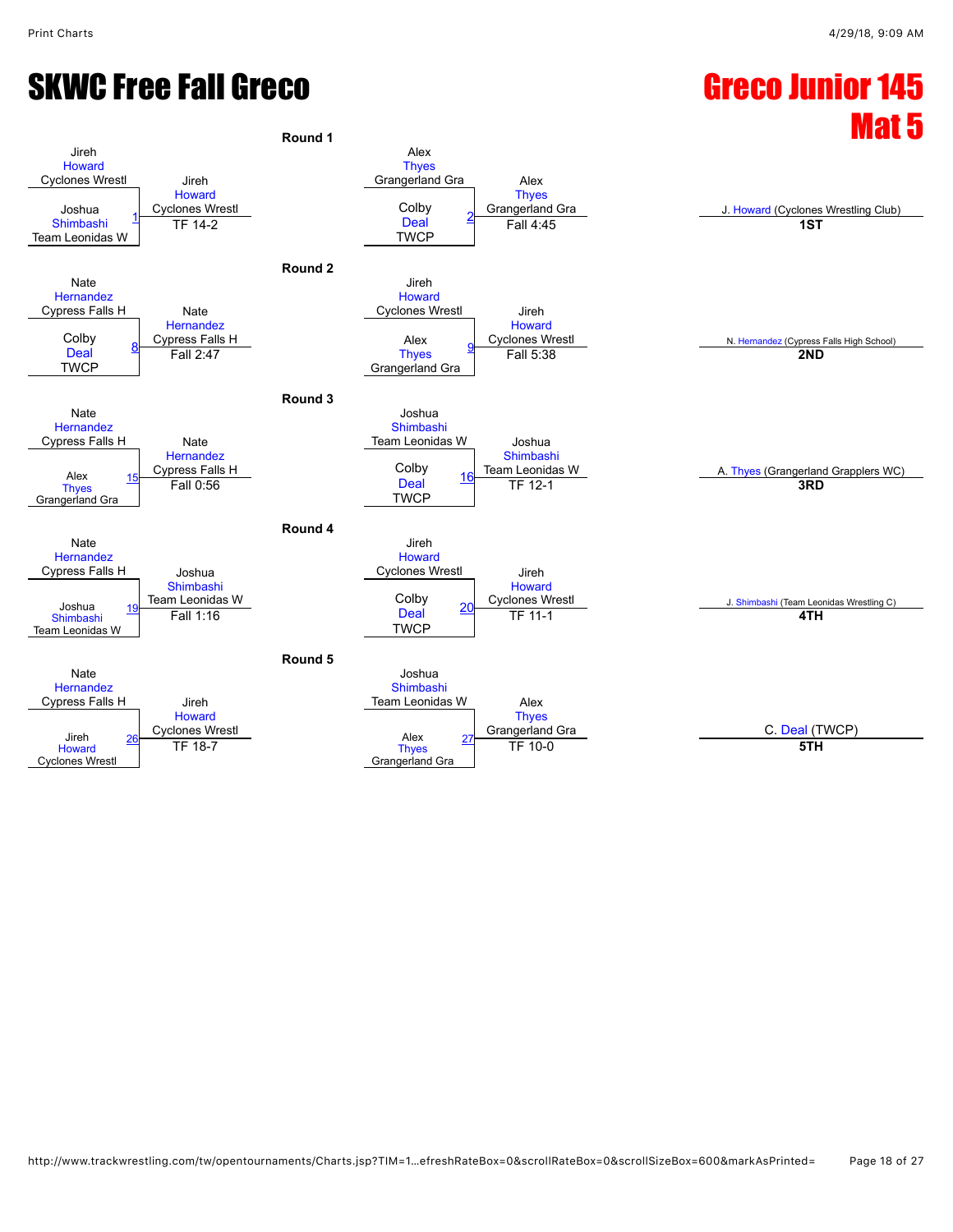# SKWC Free Fall Greco

## Greco Junior 145
## Mat 5

### Round 1

| Bout | Wrestler 1 | Wrestler 2 | Winner | Result |
|---|---|---|---|---|
| 1 | Jireh Howard (Cyclones Wrestl) | Joshua Shimbashi (Team Leonidas W) | Jireh Howard (Cyclones Wrestl) | TF 14-2 |
| 2 | Alex Thyes (Grangerland Gra) | Colby Deal (TWCP) | Alex Thyes (Grangerland Gra) | Fall 4:45 |

### Round 2

| Bout | Wrestler 1 | Wrestler 2 | Winner | Result |
|---|---|---|---|---|
| 8 | Nate Hernandez (Cypress Falls H) | Colby Deal (TWCP) | Nate Hernandez (Cypress Falls H) | Fall 2:47 |
| 9 | Jireh Howard (Cyclones Wrestl) | Alex Thyes (Grangerland Gra) | Jireh Howard (Cyclones Wrestl) | Fall 5:38 |

### Round 3

| Bout | Wrestler 1 | Wrestler 2 | Winner | Result |
|---|---|---|---|---|
| 15 | Nate Hernandez (Cypress Falls H) | Alex Thyes (Grangerland Gra) | Nate Hernandez (Cypress Falls H) | Fall 0:56 |
| 16 | Joshua Shimbashi (Team Leonidas W) | Colby Deal (TWCP) | Joshua Shimbashi (Team Leonidas W) | TF 12-1 |

### Round 4

| Bout | Wrestler 1 | Wrestler 2 | Winner | Result |
|---|---|---|---|---|
| 19 | Nate Hernandez (Cypress Falls H) | Joshua Shimbashi (Team Leonidas W) | Joshua Shimbashi (Team Leonidas W) | Fall 1:16 |
| 20 | Jireh Howard (Cyclones Wrestl) | Colby Deal (TWCP) | Jireh Howard (Cyclones Wrestl) | TF 11-1 |

### Round 5

| Bout | Wrestler 1 | Wrestler 2 | Winner | Result |
|---|---|---|---|---|
| 26 | Nate Hernandez (Cypress Falls H) | Jireh Howard (Cyclones Wrestl) | Jireh Howard (Cyclones Wrestl) | TF 18-7 |
| 27 | Joshua Shimbashi (Team Leonidas W) | Alex Thyes (Grangerland Gra) | Alex Thyes (Grangerland Gra) | TF 10-0 |

### Placements

| Place | Wrestler |
|---|---|
| 1ST | J. Howard (Cyclones Wrestling Club) |
| 2ND | N. Hernandez (Cypress Falls High School) |
| 3RD | A. Thyes (Grangerland Grapplers WC) |
| 4TH | J. Shimbashi (Team Leonidas Wrestling C) |
| 5TH | C. Deal (TWCP) |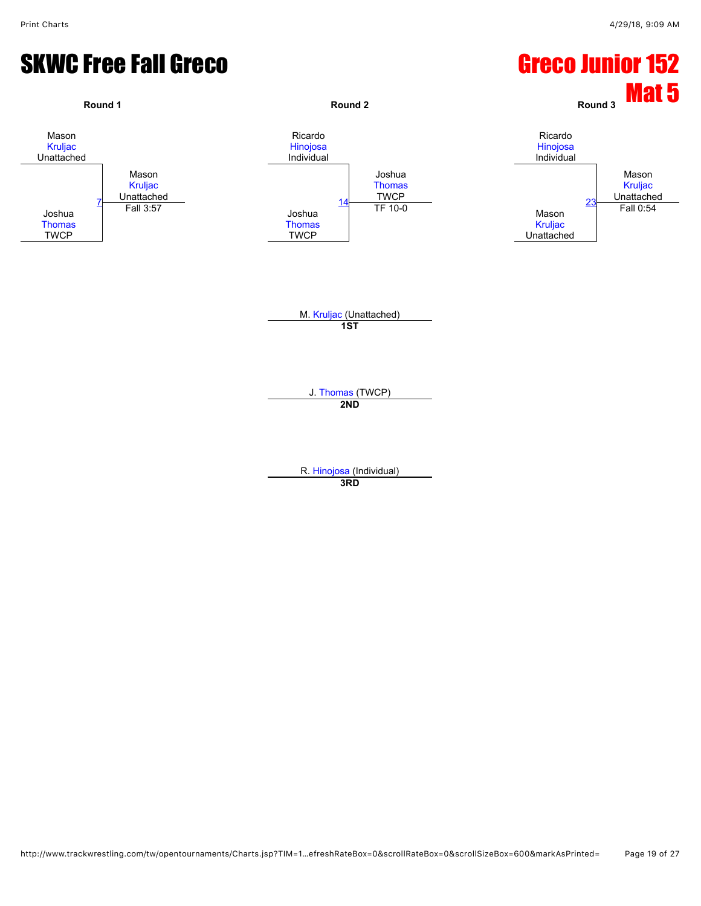# SKWC Free Fall Greco

# Greco Junior 152

## Mat 5

| | Round 1 | Round 2 | Round 3 |
|---|---|---|---|
| Top wrestler | Mason Kruljac, Unattached | Ricardo Hinojosa, Individual | Ricardo Hinojosa, Individual |
| Bottom wrestler | Joshua Thomas, TWCP | Joshua Thomas, TWCP | Mason Kruljac, Unattached |
| Match # | 7 | 14 | 23 |
| Winner | Mason Kruljac, Unattached | Joshua Thomas, TWCP | Mason Kruljac, Unattached |
| Result | Fall 3:57 | TF 10-0 | Fall 0:54 |

M. Kruljac (Unattached)
**1ST**

J. Thomas (TWCP)
**2ND**

R. Hinojosa (Individual)
**3RD**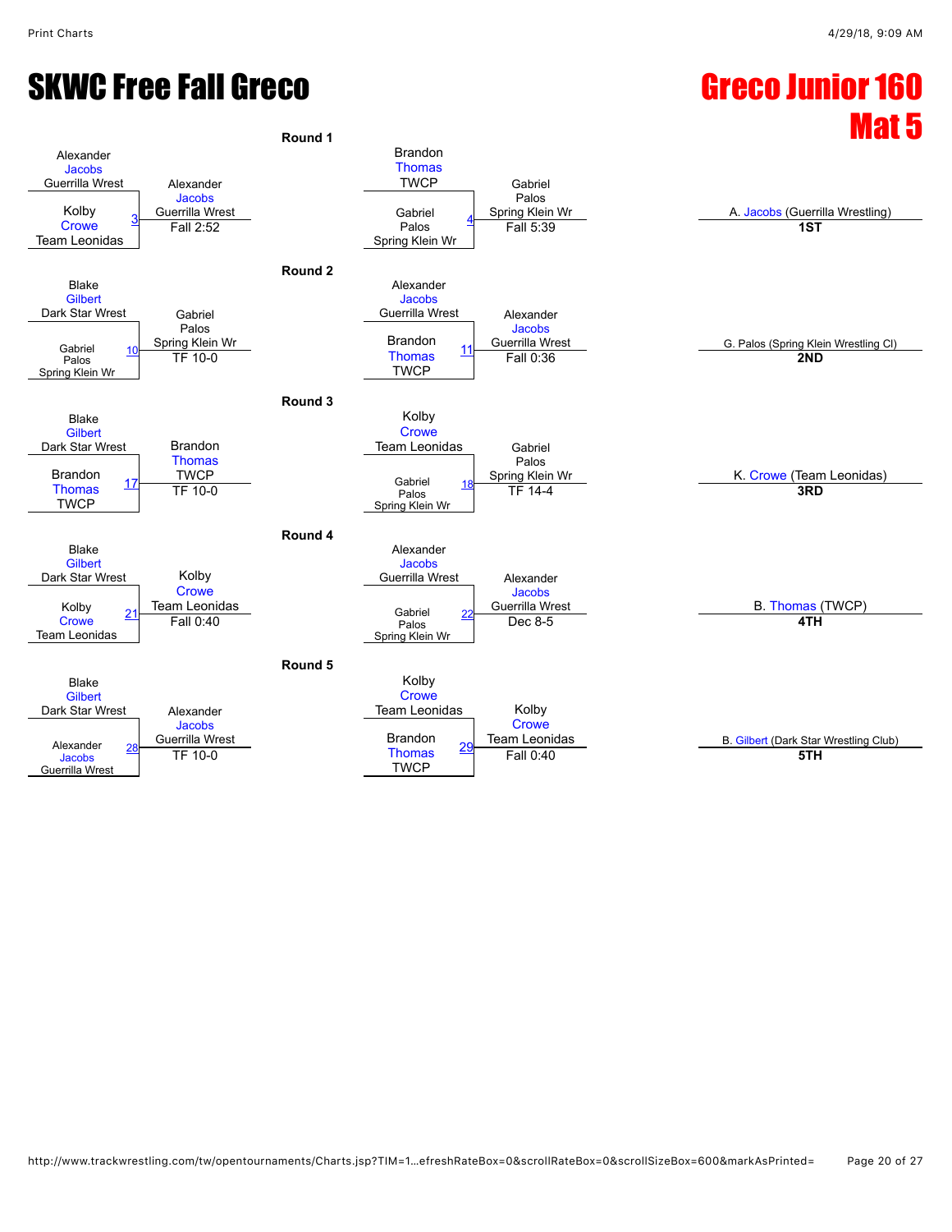# SKWC Free Fall Greco

## Greco Junior 160
## Mat 5

### Round 1

| Match | Wrestler 1 | Wrestler 2 | Winner | Result |
|---|---|---|---|---|
| 3 | Alexander Jacobs, Guerrilla Wrest | Kolby Crowe, Team Leonidas | Alexander Jacobs, Guerrilla Wrest | Fall 2:52 |
| 4 | Brandon Thomas, TWCP | Gabriel Palos, Spring Klein Wr | Gabriel Palos, Spring Klein Wr | Fall 5:39 |

### Round 2

| Match | Wrestler 1 | Wrestler 2 | Winner | Result |
|---|---|---|---|---|
| 10 | Blake Gilbert, Dark Star Wrest | Gabriel Palos, Spring Klein Wr | Gabriel Palos, Spring Klein Wr | TF 10-0 |
| 11 | Alexander Jacobs, Guerrilla Wrest | Brandon Thomas, TWCP | Alexander Jacobs, Guerrilla Wrest | Fall 0:36 |

### Round 3

| Match | Wrestler 1 | Wrestler 2 | Winner | Result |
|---|---|---|---|---|
| 17 | Blake Gilbert, Dark Star Wrest | Brandon Thomas, TWCP | Brandon Thomas, TWCP | TF 10-0 |
| 18 | Kolby Crowe, Team Leonidas | Gabriel Palos, Spring Klein Wr | Gabriel Palos, Spring Klein Wr | TF 14-4 |

### Round 4

| Match | Wrestler 1 | Wrestler 2 | Winner | Result |
|---|---|---|---|---|
| 21 | Blake Gilbert, Dark Star Wrest | Kolby Crowe, Team Leonidas | Kolby Crowe, Team Leonidas | Fall 0:40 |
| 22 | Alexander Jacobs, Guerrilla Wrest | Gabriel Palos, Spring Klein Wr | Alexander Jacobs, Guerrilla Wrest | Dec 8-5 |

### Round 5

| Match | Wrestler 1 | Wrestler 2 | Winner | Result |
|---|---|---|---|---|
| 28 | Blake Gilbert, Dark Star Wrest | Alexander Jacobs, Guerrilla Wrest | Alexander Jacobs, Guerrilla Wrest | TF 10-0 |
| 29 | Kolby Crowe, Team Leonidas | Brandon Thomas, TWCP | Kolby Crowe, Team Leonidas | Fall 0:40 |

### Placements

| Place | Wrestler |
|---|---|
| 1ST | A. Jacobs (Guerrilla Wrestling) |
| 2ND | G. Palos (Spring Klein Wrestling Cl) |
| 3RD | K. Crowe (Team Leonidas) |
| 4TH | B. Thomas (TWCP) |
| 5TH | B. Gilbert (Dark Star Wrestling Club) |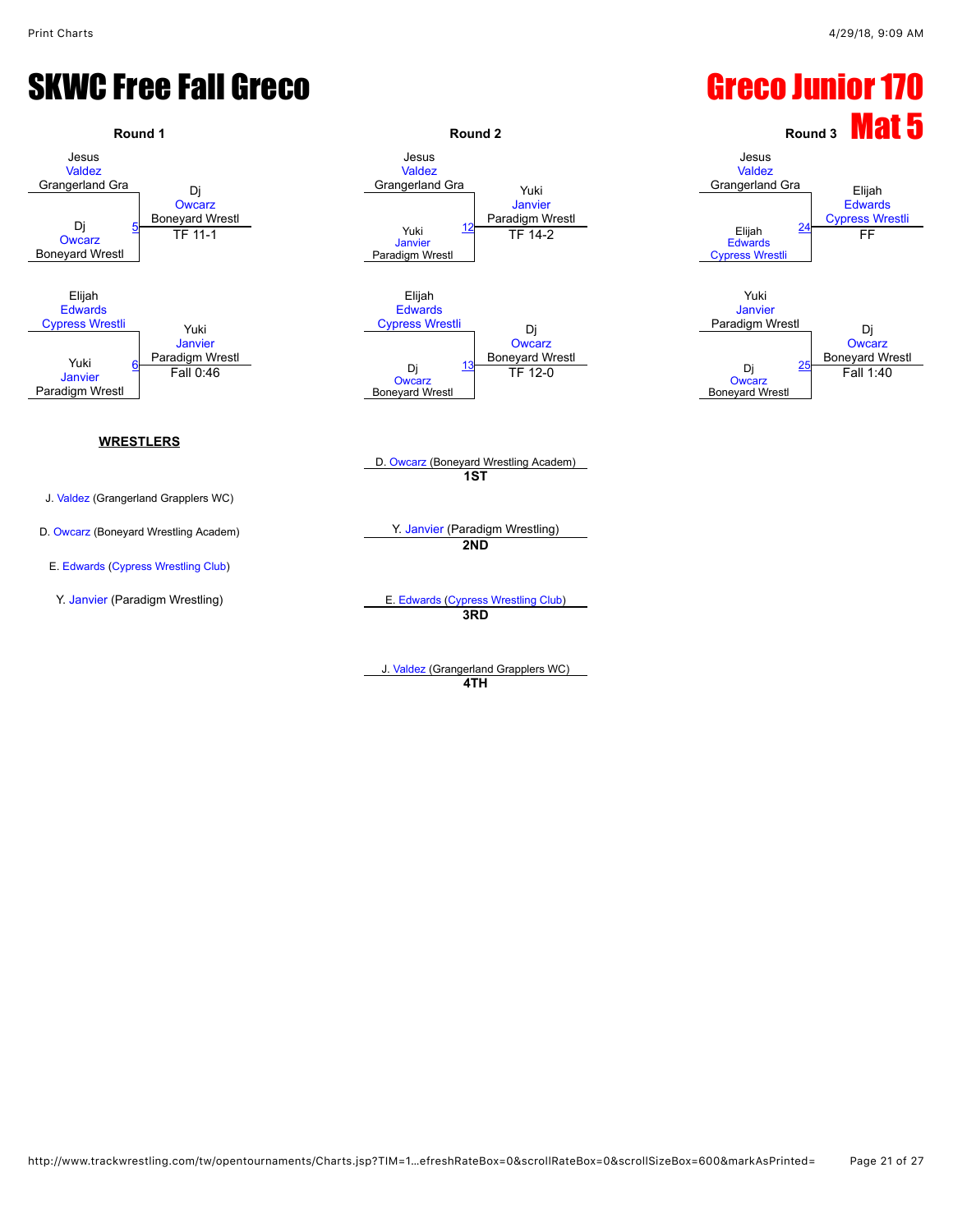# SKWC Free Fall Greco

## Greco Junior 170
## Mat 5

### Round 1

Jesus Valdez, Grangerland Gra
vs.
Dj Owcarz, Boneyard Wrestl — Bout 5
Winner: Dj Owcarz, Boneyard Wrestl — TF 11-1

Elijah Edwards, Cypress Wrestli
vs.
Yuki Janvier, Paradigm Wrestl — Bout 6
Winner: Yuki Janvier, Paradigm Wrestl — Fall 0:46

### Round 2

Jesus Valdez, Grangerland Gra
vs.
Yuki Janvier, Paradigm Wrestl — Bout 12
Winner: Yuki Janvier, Paradigm Wrestl — TF 14-2

Elijah Edwards, Cypress Wrestli
vs.
Dj Owcarz, Boneyard Wrestl — Bout 13
Winner: Dj Owcarz, Boneyard Wrestl — TF 12-0

### Round 3

Jesus Valdez, Grangerland Gra
vs.
Elijah Edwards, Cypress Wrestli — Bout 24
Winner: Elijah Edwards, Cypress Wrestli — FF

Yuki Janvier, Paradigm Wrestl
vs.
Dj Owcarz, Boneyard Wrestl — Bout 25
Winner: Dj Owcarz, Boneyard Wrestl — Fall 1:40

### WRESTLERS

- J. Valdez (Grangerland Grapplers WC)
- D. Owcarz (Boneyard Wrestling Academ)
- E. Edwards (Cypress Wrestling Club)
- Y. Janvier (Paradigm Wrestling)

### Placements

- **1ST**: D. Owcarz (Boneyard Wrestling Academ)
- **2ND**: Y. Janvier (Paradigm Wrestling)
- **3RD**: E. Edwards (Cypress Wrestling Club)
- **4TH**: J. Valdez (Grangerland Grapplers WC)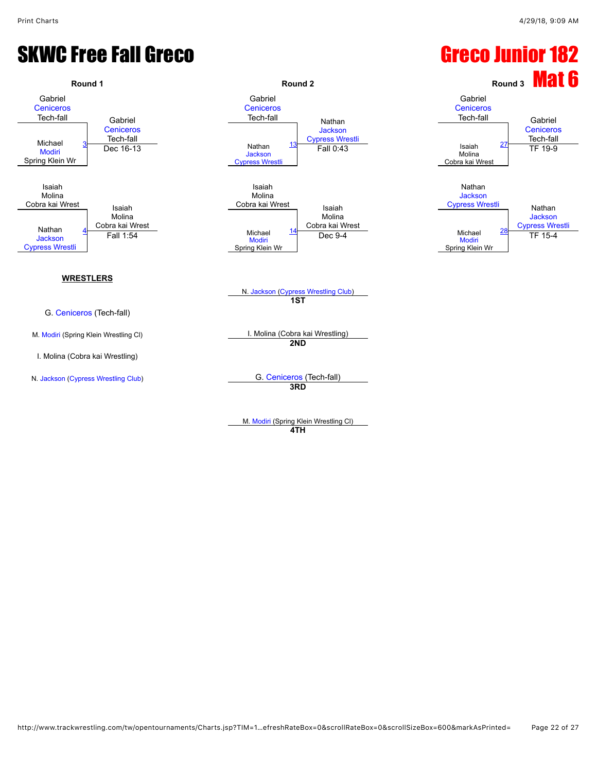# SKWC Free Fall Greco

# Greco Junior 182

# Mat 6

### Round 1

Gabriel Ceniceros Tech-fall
vs.
Michael Modiri Spring Klein Wr
(3)
Winner: Gabriel Ceniceros Tech-fall — Dec 16-13

Isaiah Molina Cobra kai Wrest
vs.
Nathan Jackson Cypress Wrestli
(4)
Winner: Isaiah Molina Cobra kai Wrest — Fall 1:54

### Round 2

Gabriel Ceniceros Tech-fall
vs.
Nathan Jackson Cypress Wrestli
(13)
Winner: Nathan Jackson Cypress Wrestli — Fall 0:43

Isaiah Molina Cobra kai Wrest
vs.
Michael Modiri Spring Klein Wr
(14)
Winner: Isaiah Molina Cobra kai Wrest — Dec 9-4

### Round 3

Gabriel Ceniceros Tech-fall
vs.
Isaiah Molina Cobra kai Wrest
(27)
Winner: Gabriel Ceniceros Tech-fall — TF 19-9

Nathan Jackson Cypress Wrestli
vs.
Michael Modiri Spring Klein Wr
(28)
Winner: Nathan Jackson Cypress Wrestli — TF 15-4

**WRESTLERS**

G. Ceniceros (Tech-fall)

M. Modiri (Spring Klein Wrestling Cl)

I. Molina (Cobra kai Wrestling)

N. Jackson (Cypress Wrestling Club)

N. Jackson (Cypress Wrestling Club)
**1ST**

I. Molina (Cobra kai Wrestling)
**2ND**

G. Ceniceros (Tech-fall)
**3RD**

M. Modiri (Spring Klein Wrestling Cl)
**4TH**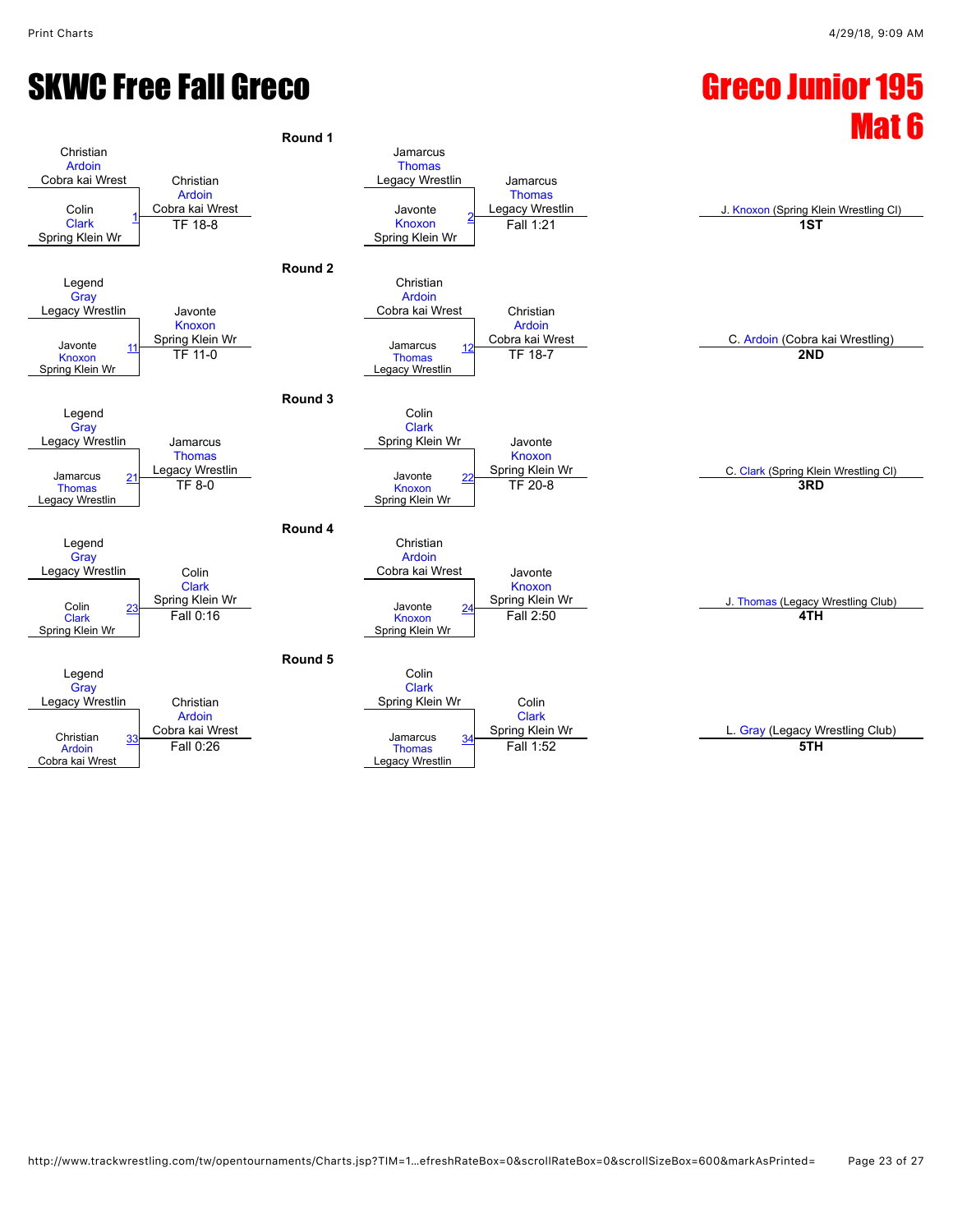# SKWC Free Fall Greco

# Greco Junior 195 Mat 6

## Round 1

| Match | Wrestler 1 | Wrestler 2 | Winner | Result |
|---|---|---|---|---|
| 1 | Christian Ardoin (Cobra kai Wrest) | Colin Clark (Spring Klein Wr) | Christian Ardoin (Cobra kai Wrest) | TF 18-8 |
| 2 | Jamarcus Thomas (Legacy Wrestlin) | Javonte Knoxon (Spring Klein Wr) | Jamarcus Thomas (Legacy Wrestlin) | Fall 1:21 |

## Round 2

| Match | Wrestler 1 | Wrestler 2 | Winner | Result |
|---|---|---|---|---|
| 11 | Legend Gray (Legacy Wrestlin) | Javonte Knoxon (Spring Klein Wr) | Javonte Knoxon (Spring Klein Wr) | TF 11-0 |
| 12 | Christian Ardoin (Cobra kai Wrest) | Jamarcus Thomas (Legacy Wrestlin) | Christian Ardoin (Cobra kai Wrest) | TF 18-7 |

## Round 3

| Match | Wrestler 1 | Wrestler 2 | Winner | Result |
|---|---|---|---|---|
| 21 | Legend Gray (Legacy Wrestlin) | Jamarcus Thomas (Legacy Wrestlin) | Jamarcus Thomas (Legacy Wrestlin) | TF 8-0 |
| 22 | Colin Clark (Spring Klein Wr) | Javonte Knoxon (Spring Klein Wr) | Javonte Knoxon (Spring Klein Wr) | TF 20-8 |

## Round 4

| Match | Wrestler 1 | Wrestler 2 | Winner | Result |
|---|---|---|---|---|
| 23 | Legend Gray (Legacy Wrestlin) | Colin Clark (Spring Klein Wr) | Colin Clark (Spring Klein Wr) | Fall 0:16 |
| 24 | Christian Ardoin (Cobra kai Wrest) | Javonte Knoxon (Spring Klein Wr) | Javonte Knoxon (Spring Klein Wr) | Fall 2:50 |

## Round 5

| Match | Wrestler 1 | Wrestler 2 | Winner | Result |
|---|---|---|---|---|
| 33 | Legend Gray (Legacy Wrestlin) | Christian Ardoin (Cobra kai Wrest) | Christian Ardoin (Cobra kai Wrest) | Fall 0:26 |
| 34 | Colin Clark (Spring Klein Wr) | Jamarcus Thomas (Legacy Wrestlin) | Colin Clark (Spring Klein Wr) | Fall 1:52 |

## Placings

| Place | Wrestler |
|---|---|
| 1ST | J. Knoxon (Spring Klein Wrestling Cl) |
| 2ND | C. Ardoin (Cobra kai Wrestling) |
| 3RD | C. Clark (Spring Klein Wrestling Cl) |
| 4TH | J. Thomas (Legacy Wrestling Club) |
| 5TH | L. Gray (Legacy Wrestling Club) |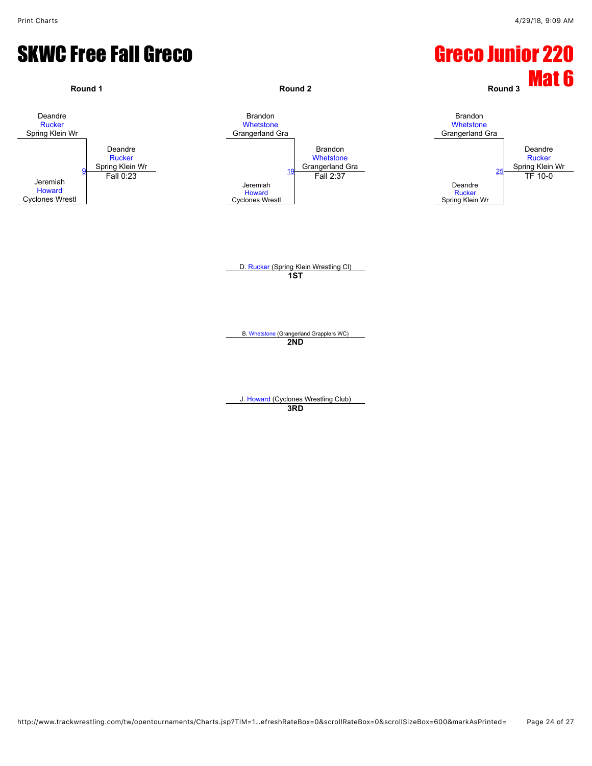# SKWC Free Fall Greco

# Greco Junior 220
## Mat 6

### Round 1

Deandre Rucker, Spring Klein Wr
vs.
Jeremiah Howard, Cyclones Wrestl

Match 9 — Winner: Deandre Rucker, Spring Klein Wr — Fall 0:23

### Round 2

Brandon Whetstone, Grangerland Gra
vs.
Jeremiah Howard, Cyclones Wrestl

Match 19 — Winner: Brandon Whetstone, Grangerland Gra — Fall 2:37

### Round 3

Brandon Whetstone, Grangerland Gra
vs.
Deandre Rucker, Spring Klein Wr

Match 25 — Winner: Deandre Rucker, Spring Klein Wr — TF 10-0

---

**1ST**: D. Rucker (Spring Klein Wrestling Cl)

**2ND**: B. Whetstone (Grangerland Grapplers WC)

**3RD**: J. Howard (Cyclones Wrestling Club)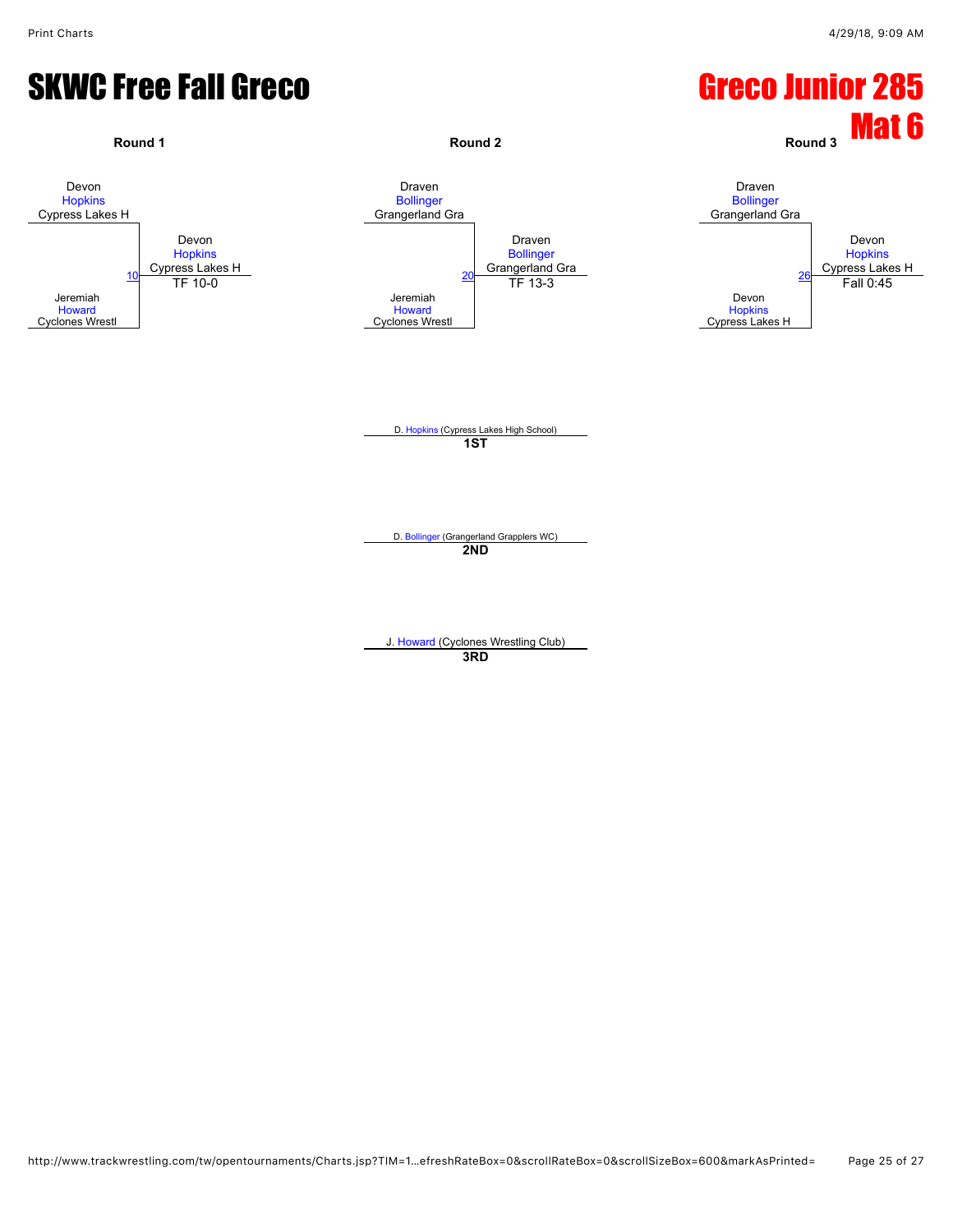# SKWC Free Fall Greco

# Greco Junior 285

## Mat 6

### Round 1

Devon Hopkins, Cypress Lakes H
vs.
Jeremiah Howard, Cyclones Wrestl

Match 10 — Winner: Devon Hopkins, Cypress Lakes H — TF 10-0

### Round 2

Draven Bollinger, Grangerland Gra
vs.
Jeremiah Howard, Cyclones Wrestl

Match 20 — Winner: Draven Bollinger, Grangerland Gra — TF 13-3

### Round 3

Draven Bollinger, Grangerland Gra
vs.
Devon Hopkins, Cypress Lakes H

Match 26 — Winner: Devon Hopkins, Cypress Lakes H — Fall 0:45

D. Hopkins (Cypress Lakes High School)
**1ST**

D. Bollinger (Grangerland Grapplers WC)
**2ND**

J. Howard (Cyclones Wrestling Club)
**3RD**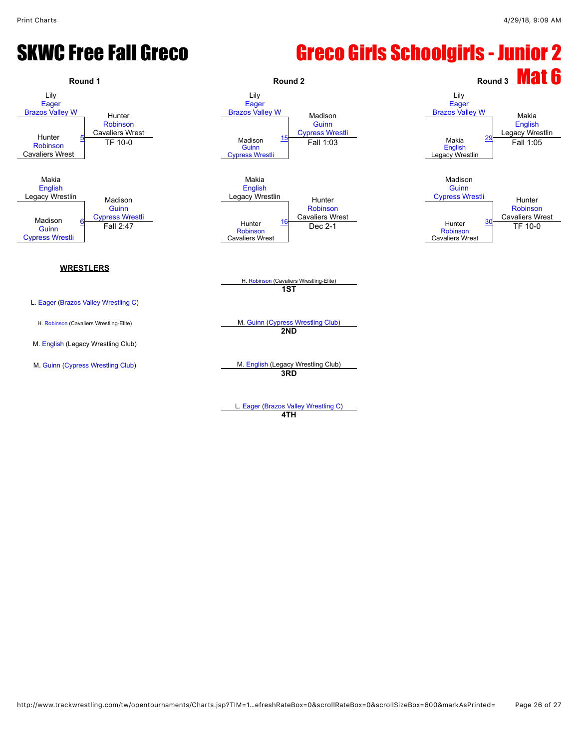# SKWC Free Fall Greco

# Greco Girls Schoolgirls - Junior 2

## Mat 6

### Round 1

| Match | Wrestler 1 | Wrestler 2 | Winner | Result |
|---|---|---|---|---|
| 5 | Lily Eager, Brazos Valley W | Hunter Robinson, Cavaliers Wrest | Hunter Robinson, Cavaliers Wrest | TF 10-0 |
| 6 | Makia English, Legacy Wrestlin | Madison Guinn, Cypress Wrestli | Madison Guinn, Cypress Wrestli | Fall 2:47 |

### Round 2

| Match | Wrestler 1 | Wrestler 2 | Winner | Result |
|---|---|---|---|---|
| 15 | Lily Eager, Brazos Valley W | Madison Guinn, Cypress Wrestli | Madison Guinn, Cypress Wrestli | Fall 1:03 |
| 16 | Makia English, Legacy Wrestlin | Hunter Robinson, Cavaliers Wrest | Hunter Robinson, Cavaliers Wrest | Dec 2-1 |

### Round 3

| Match | Wrestler 1 | Wrestler 2 | Winner | Result |
|---|---|---|---|---|
| 29 | Lily Eager, Brazos Valley W | Makia English, Legacy Wrestlin | Makia English, Legacy Wrestlin | Fall 1:05 |
| 30 | Madison Guinn, Cypress Wrestli | Hunter Robinson, Cavaliers Wrest | Hunter Robinson, Cavaliers Wrest | TF 10-0 |

### WRESTLERS

- L. Eager (Brazos Valley Wrestling C)
- H. Robinson (Cavaliers Wrestling-Elite)
- M. English (Legacy Wrestling Club)
- M. Guinn (Cypress Wrestling Club)

### Placings

- **1ST**: H. Robinson (Cavaliers Wrestling-Elite)
- **2ND**: M. Guinn (Cypress Wrestling Club)
- **3RD**: M. English (Legacy Wrestling Club)
- **4TH**: L. Eager (Brazos Valley Wrestling C)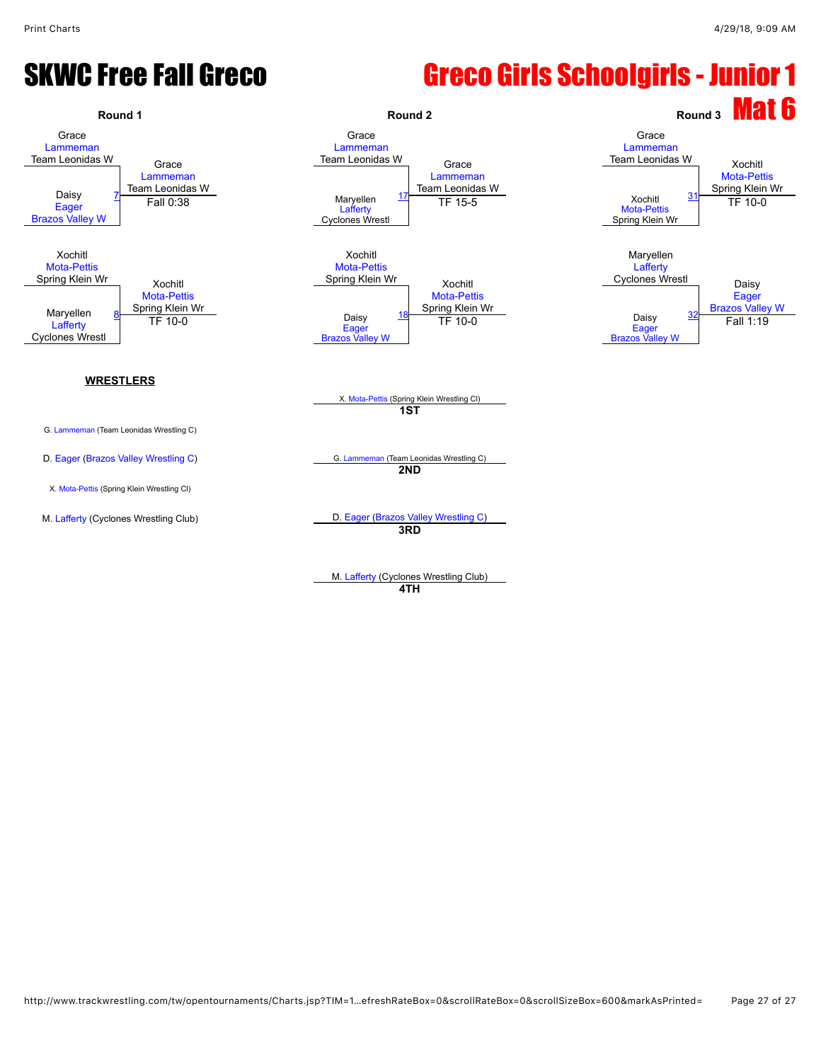# SKWC Free Fall Greco

# Greco Girls Schoolgirls - Junior 1

## Mat 6

### Round 1

Grace Lammeman, Team Leonidas W
vs. Daisy Eager, Brazos Valley W
Bout 7 — Winner: Grace Lammeman, Team Leonidas W — Fall 0:38

Xochitl Mota-Pettis, Spring Klein Wr
vs. Maryellen Lafferty, Cyclones Wrestl
Bout 8 — Winner: Xochitl Mota-Pettis, Spring Klein Wr — TF 10-0

### Round 2

Grace Lammeman, Team Leonidas W
vs. Maryellen Lafferty, Cyclones Wrestl
Bout 17 — Winner: Grace Lammeman, Team Leonidas W — TF 15-5

Xochitl Mota-Pettis, Spring Klein Wr
vs. Daisy Eager, Brazos Valley W
Bout 18 — Winner: Xochitl Mota-Pettis, Spring Klein Wr — TF 10-0

### Round 3

Grace Lammeman, Team Leonidas W
vs. Xochitl Mota-Pettis, Spring Klein Wr
Bout 31 — Winner: Xochitl Mota-Pettis, Spring Klein Wr — TF 10-0

Maryellen Lafferty, Cyclones Wrestl
vs. Daisy Eager, Brazos Valley W
Bout 32 — Winner: Daisy Eager, Brazos Valley W — Fall 1:19

**WRESTLERS**

G. Lammeman (Team Leonidas Wrestling C)

D. Eager (Brazos Valley Wrestling C)

X. Mota-Pettis (Spring Klein Wrestling Cl)

M. Lafferty (Cyclones Wrestling Club)

**1ST** — X. Mota-Pettis (Spring Klein Wrestling Cl)

**2ND** — G. Lammeman (Team Leonidas Wrestling C)

**3RD** — D. Eager (Brazos Valley Wrestling C)

**4TH** — M. Lafferty (Cyclones Wrestling Club)